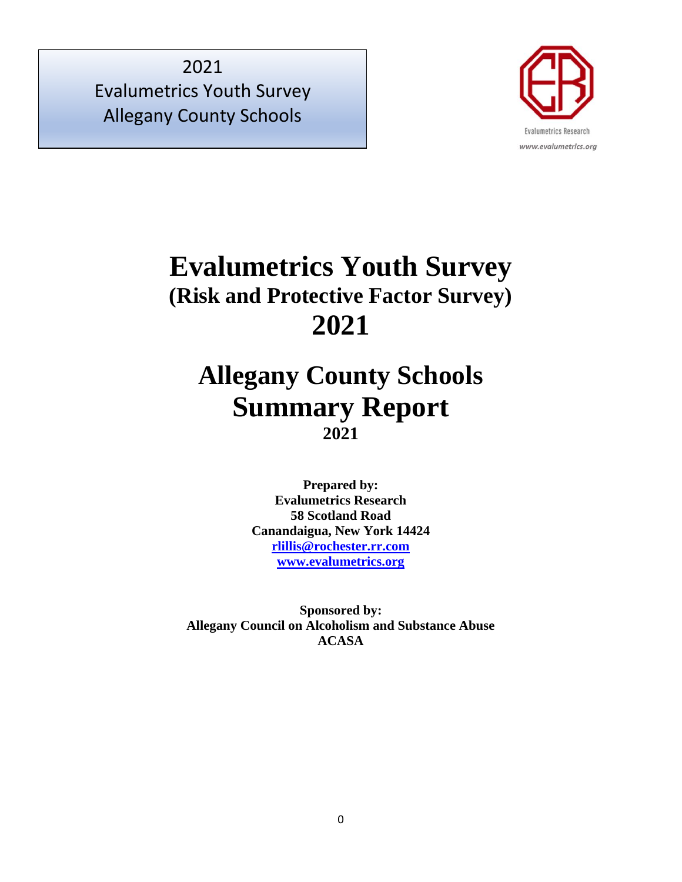2021
Evalumetrics Youth Survey
Allegany County Schools

Evalumetrics Research
www.evalumetrics.org

# Evalumetrics Youth Survey
## (Risk and Protective Factor Survey)
# 2021

# Allegany County Schools
# Summary Report
## 2021

**Prepared by:**
**Evalumetrics Research**
**58 Scotland Road**
**Canandaigua, New York 14424**
**rlillis@rochester.rr.com**
**www.evalumetrics.org**

**Sponsored by:**
**Allegany Council on Alcoholism and Substance Abuse**
**ACASA**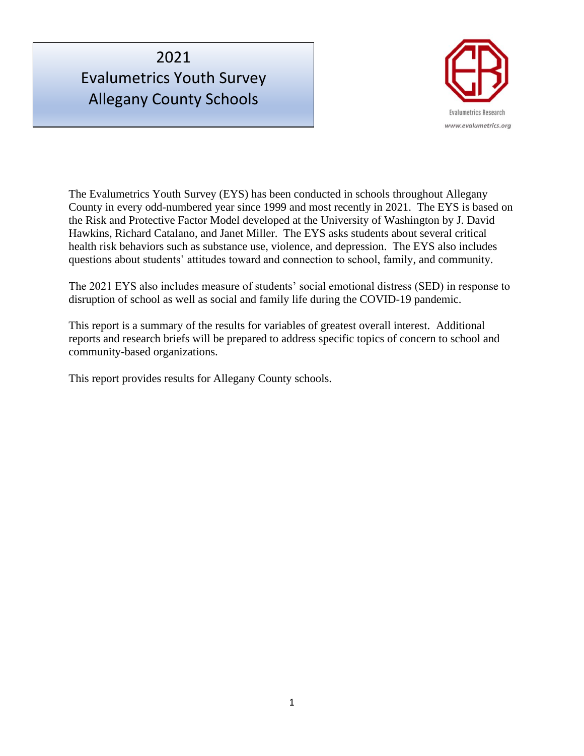# 2021 Evalumetrics Youth Survey Allegany County Schools

Evalumetrics Research
www.evalumetrics.org

The Evalumetrics Youth Survey (EYS) has been conducted in schools throughout Allegany County in every odd-numbered year since 1999 and most recently in 2021. The EYS is based on the Risk and Protective Factor Model developed at the University of Washington by J. David Hawkins, Richard Catalano, and Janet Miller. The EYS asks students about several critical health risk behaviors such as substance use, violence, and depression. The EYS also includes questions about students' attitudes toward and connection to school, family, and community.

The 2021 EYS also includes measure of students' social emotional distress (SED) in response to disruption of school as well as social and family life during the COVID-19 pandemic.

This report is a summary of the results for variables of greatest overall interest. Additional reports and research briefs will be prepared to address specific topics of concern to school and community-based organizations.

This report provides results for Allegany County schools.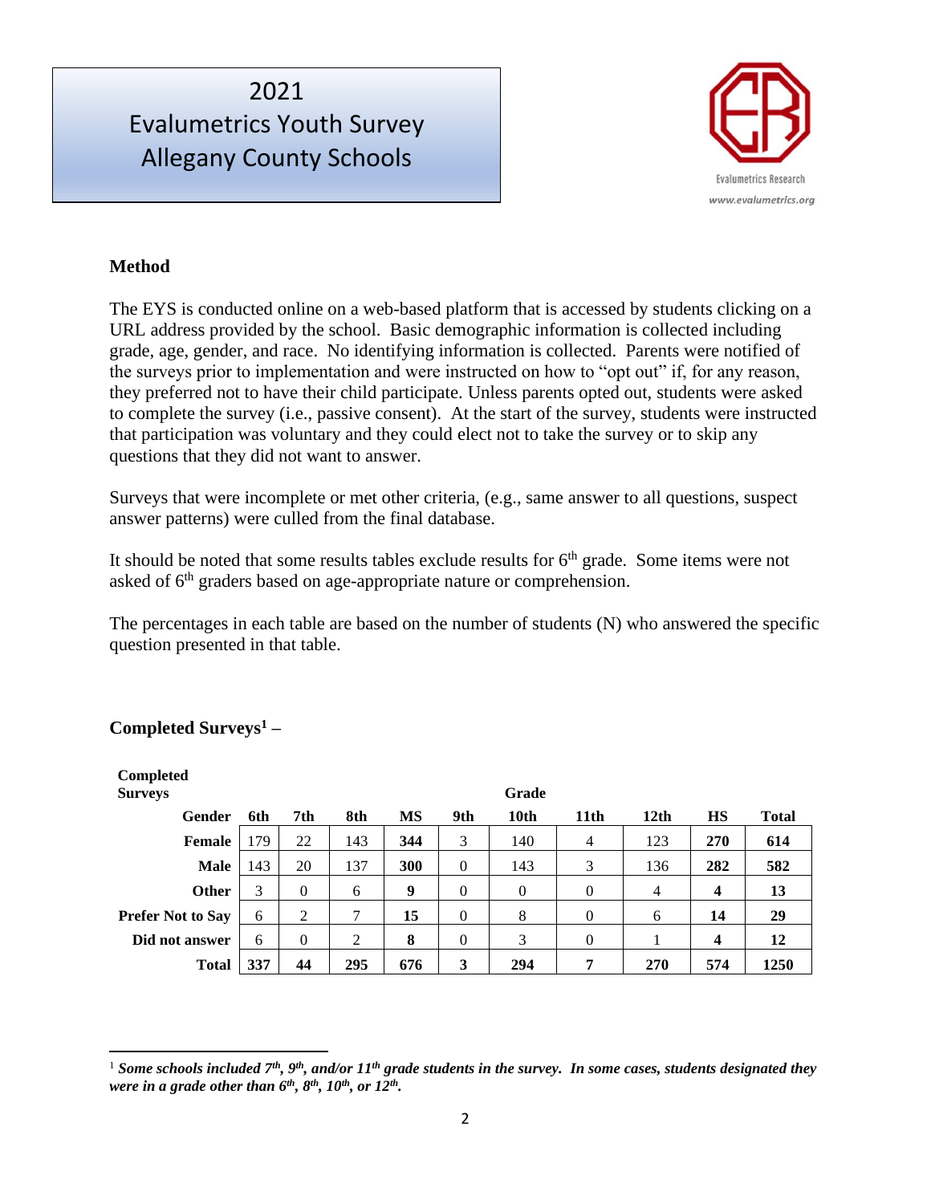# 2021
# Evalumetrics Youth Survey
# Allegany County Schools

Evalumetrics Research
www.evalumetrics.org

**Method**

The EYS is conducted online on a web-based platform that is accessed by students clicking on a URL address provided by the school. Basic demographic information is collected including grade, age, gender, and race. No identifying information is collected. Parents were notified of the surveys prior to implementation and were instructed on how to "opt out" if, for any reason, they preferred not to have their child participate. Unless parents opted out, students were asked to complete the survey (i.e., passive consent). At the start of the survey, students were instructed that participation was voluntary and they could elect not to take the survey or to skip any questions that they did not want to answer.

Surveys that were incomplete or met other criteria, (e.g., same answer to all questions, suspect answer patterns) were culled from the final database.

It should be noted that some results tables exclude results for 6th grade. Some items were not asked of 6th graders based on age-appropriate nature or comprehension.

The percentages in each table are based on the number of students (N) who answered the specific question presented in that table.

**Completed Surveys[1] –**

| Completed Surveys | Grade | | | | | | | | | |
|---|---|---|---|---|---|---|---|---|---|---|
| **Gender** | **6th** | **7th** | **8th** | **MS** | **9th** | **10th** | **11th** | **12th** | **HS** | **Total** |
| **Female** | 179 | 22 | 143 | **344** | 3 | 140 | 4 | 123 | **270** | **614** |
| **Male** | 143 | 20 | 137 | **300** | 0 | 143 | 3 | 136 | **282** | **582** |
| **Other** | 3 | 0 | 6 | **9** | 0 | 0 | 0 | 4 | **4** | **13** |
| **Prefer Not to Say** | 6 | 2 | 7 | **15** | 0 | 8 | 0 | 6 | **14** | **29** |
| **Did not answer** | 6 | 0 | 2 | **8** | 0 | 3 | 0 | 1 | **4** | **12** |
| **Total** | **337** | **44** | **295** | **676** | **3** | **294** | **7** | **270** | **574** | **1250** |

[1] ***Some schools included 7th, 9th, and/or 11th grade students in the survey. In some cases, students designated they were in a grade other than 6th, 8th, 10th, or 12th.***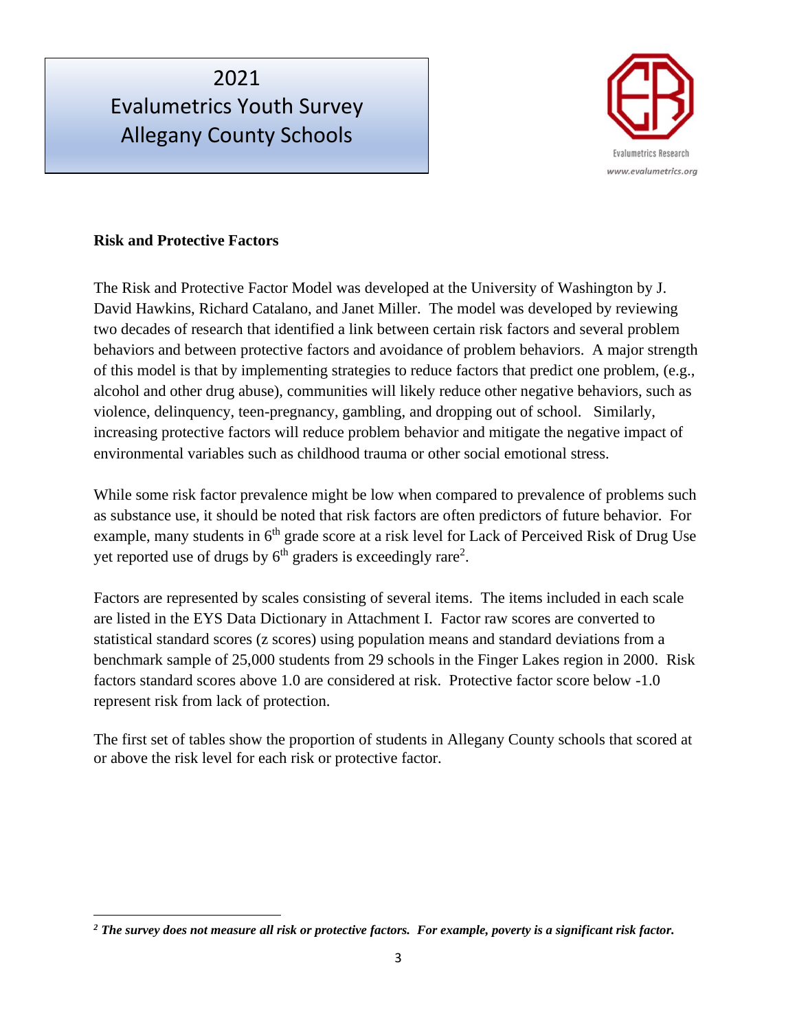# 2021 Evalumetrics Youth Survey Allegany County Schools

Evalumetrics Research
www.evalumetrics.org

**Risk and Protective Factors**

The Risk and Protective Factor Model was developed at the University of Washington by J. David Hawkins, Richard Catalano, and Janet Miller. The model was developed by reviewing two decades of research that identified a link between certain risk factors and several problem behaviors and between protective factors and avoidance of problem behaviors. A major strength of this model is that by implementing strategies to reduce factors that predict one problem, (e.g., alcohol and other drug abuse), communities will likely reduce other negative behaviors, such as violence, delinquency, teen-pregnancy, gambling, and dropping out of school. Similarly, increasing protective factors will reduce problem behavior and mitigate the negative impact of environmental variables such as childhood trauma or other social emotional stress.

While some risk factor prevalence might be low when compared to prevalence of problems such as substance use, it should be noted that risk factors are often predictors of future behavior. For example, many students in 6th grade score at a risk level for Lack of Perceived Risk of Drug Use yet reported use of drugs by 6th graders is exceedingly rare[2].

Factors are represented by scales consisting of several items. The items included in each scale are listed in the EYS Data Dictionary in Attachment I. Factor raw scores are converted to statistical standard scores (z scores) using population means and standard deviations from a benchmark sample of 25,000 students from 29 schools in the Finger Lakes region in 2000. Risk factors standard scores above 1.0 are considered at risk. Protective factor score below -1.0 represent risk from lack of protection.

The first set of tables show the proportion of students in Allegany County schools that scored at or above the risk level for each risk or protective factor.

***[2] The survey does not measure all risk or protective factors. For example, poverty is a significant risk factor.***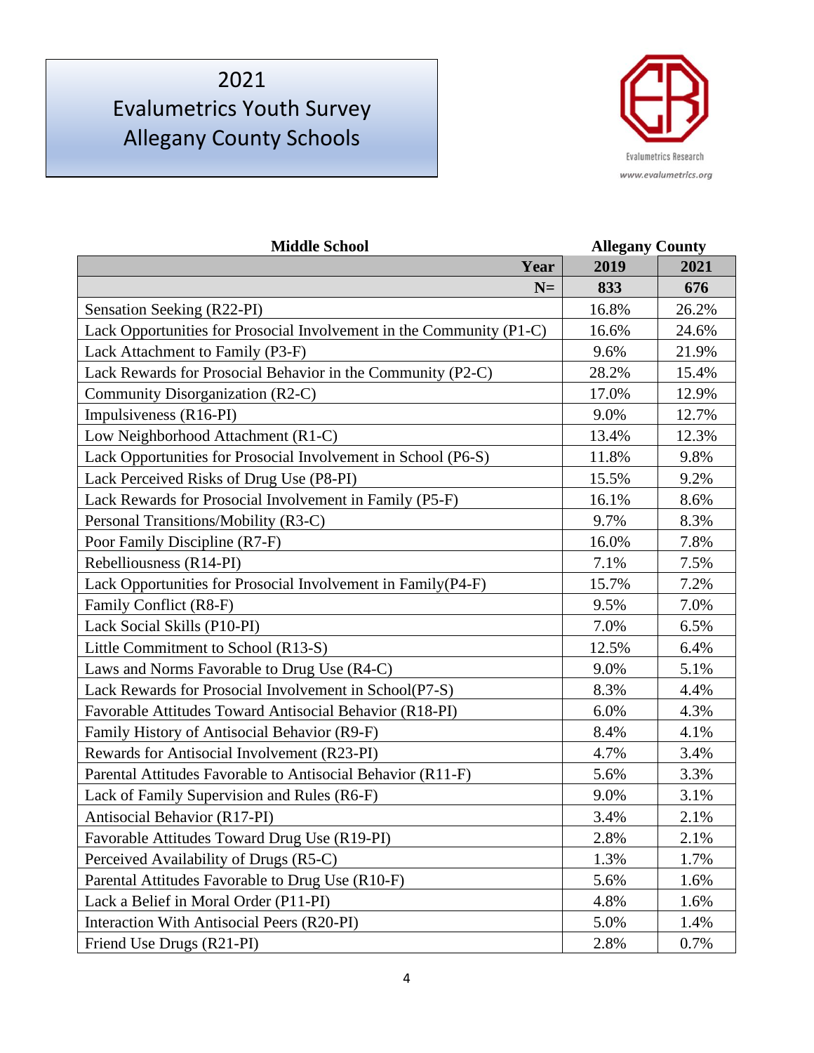# 2021 Evalumetrics Youth Survey Allegany County Schools

Evalumetrics Research

www.evalumetrics.org

| Middle School | Allegany County | |
|---|---|---|
| Year | 2019 | 2021 |
| N= | 833 | 676 |
| Sensation Seeking (R22-PI) | 16.8% | 26.2% |
| Lack Opportunities for Prosocial Involvement in the Community (P1-C) | 16.6% | 24.6% |
| Lack Attachment to Family (P3-F) | 9.6% | 21.9% |
| Lack Rewards for Prosocial Behavior in the Community (P2-C) | 28.2% | 15.4% |
| Community Disorganization (R2-C) | 17.0% | 12.9% |
| Impulsiveness (R16-PI) | 9.0% | 12.7% |
| Low Neighborhood Attachment (R1-C) | 13.4% | 12.3% |
| Lack Opportunities for Prosocial Involvement in School (P6-S) | 11.8% | 9.8% |
| Lack Perceived Risks of Drug Use (P8-PI) | 15.5% | 9.2% |
| Lack Rewards for Prosocial Involvement in Family (P5-F) | 16.1% | 8.6% |
| Personal Transitions/Mobility (R3-C) | 9.7% | 8.3% |
| Poor Family Discipline (R7-F) | 16.0% | 7.8% |
| Rebelliousness (R14-PI) | 7.1% | 7.5% |
| Lack Opportunities for Prosocial Involvement in Family(P4-F) | 15.7% | 7.2% |
| Family Conflict (R8-F) | 9.5% | 7.0% |
| Lack Social Skills (P10-PI) | 7.0% | 6.5% |
| Little Commitment to School (R13-S) | 12.5% | 6.4% |
| Laws and Norms Favorable to Drug Use (R4-C) | 9.0% | 5.1% |
| Lack Rewards for Prosocial Involvement in School(P7-S) | 8.3% | 4.4% |
| Favorable Attitudes Toward Antisocial Behavior (R18-PI) | 6.0% | 4.3% |
| Family History of Antisocial Behavior (R9-F) | 8.4% | 4.1% |
| Rewards for Antisocial Involvement (R23-PI) | 4.7% | 3.4% |
| Parental Attitudes Favorable to Antisocial Behavior (R11-F) | 5.6% | 3.3% |
| Lack of Family Supervision and Rules (R6-F) | 9.0% | 3.1% |
| Antisocial Behavior (R17-PI) | 3.4% | 2.1% |
| Favorable Attitudes Toward Drug Use (R19-PI) | 2.8% | 2.1% |
| Perceived Availability of Drugs (R5-C) | 1.3% | 1.7% |
| Parental Attitudes Favorable to Drug Use (R10-F) | 5.6% | 1.6% |
| Lack a Belief in Moral Order (P11-PI) | 4.8% | 1.6% |
| Interaction With Antisocial Peers (R20-PI) | 5.0% | 1.4% |
| Friend Use Drugs (R21-PI) | 2.8% | 0.7% |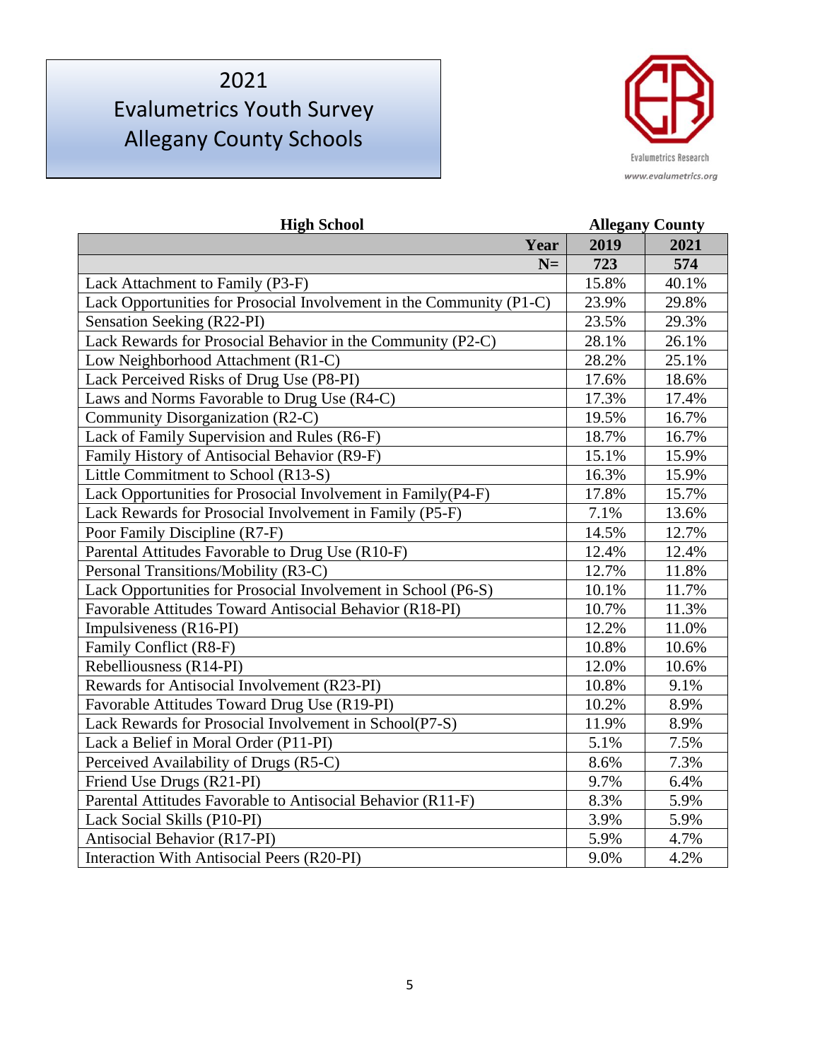# 2021 Evalumetrics Youth Survey Allegany County Schools

Evalumetrics Research

www.evalumetrics.org

| High School | Allegany County | |
|---|---|---|
| **Year** | **2019** | **2021** |
| **N=** | **723** | **574** |
| Lack Attachment to Family (P3-F) | 15.8% | 40.1% |
| Lack Opportunities for Prosocial Involvement in the Community (P1-C) | 23.9% | 29.8% |
| Sensation Seeking (R22-PI) | 23.5% | 29.3% |
| Lack Rewards for Prosocial Behavior in the Community (P2-C) | 28.1% | 26.1% |
| Low Neighborhood Attachment (R1-C) | 28.2% | 25.1% |
| Lack Perceived Risks of Drug Use (P8-PI) | 17.6% | 18.6% |
| Laws and Norms Favorable to Drug Use (R4-C) | 17.3% | 17.4% |
| Community Disorganization (R2-C) | 19.5% | 16.7% |
| Lack of Family Supervision and Rules (R6-F) | 18.7% | 16.7% |
| Family History of Antisocial Behavior (R9-F) | 15.1% | 15.9% |
| Little Commitment to School (R13-S) | 16.3% | 15.9% |
| Lack Opportunities for Prosocial Involvement in Family(P4-F) | 17.8% | 15.7% |
| Lack Rewards for Prosocial Involvement in Family (P5-F) | 7.1% | 13.6% |
| Poor Family Discipline (R7-F) | 14.5% | 12.7% |
| Parental Attitudes Favorable to Drug Use (R10-F) | 12.4% | 12.4% |
| Personal Transitions/Mobility (R3-C) | 12.7% | 11.8% |
| Lack Opportunities for Prosocial Involvement in School (P6-S) | 10.1% | 11.7% |
| Favorable Attitudes Toward Antisocial Behavior (R18-PI) | 10.7% | 11.3% |
| Impulsiveness (R16-PI) | 12.2% | 11.0% |
| Family Conflict (R8-F) | 10.8% | 10.6% |
| Rebelliousness (R14-PI) | 12.0% | 10.6% |
| Rewards for Antisocial Involvement (R23-PI) | 10.8% | 9.1% |
| Favorable Attitudes Toward Drug Use (R19-PI) | 10.2% | 8.9% |
| Lack Rewards for Prosocial Involvement in School(P7-S) | 11.9% | 8.9% |
| Lack a Belief in Moral Order (P11-PI) | 5.1% | 7.5% |
| Perceived Availability of Drugs (R5-C) | 8.6% | 7.3% |
| Friend Use Drugs (R21-PI) | 9.7% | 6.4% |
| Parental Attitudes Favorable to Antisocial Behavior (R11-F) | 8.3% | 5.9% |
| Lack Social Skills (P10-PI) | 3.9% | 5.9% |
| Antisocial Behavior (R17-PI) | 5.9% | 4.7% |
| Interaction With Antisocial Peers (R20-PI) | 9.0% | 4.2% |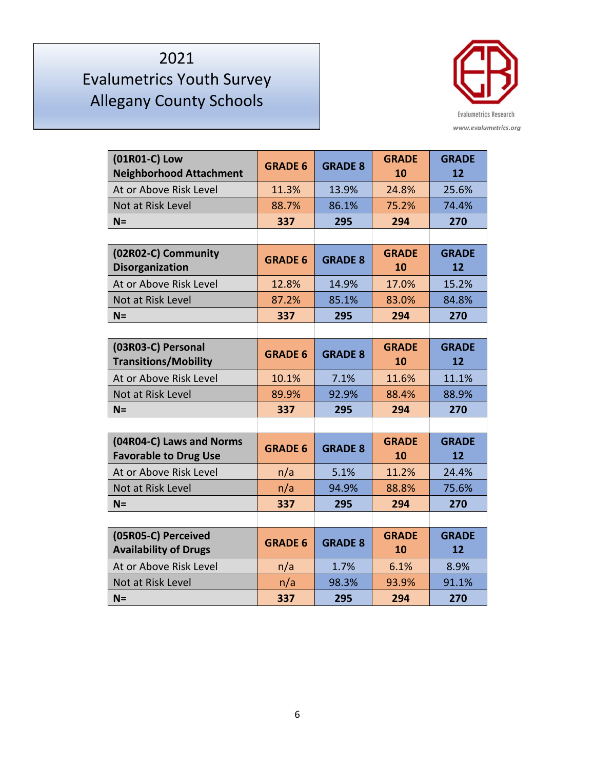# 2021 Evalumetrics Youth Survey Allegany County Schools

Evalumetrics Research

www.evalumetrics.org

| (01R01-C) Low Neighborhood Attachment | GRADE 6 | GRADE 8 | GRADE 10 | GRADE 12 |
|---|---|---|---|---|
| At or Above Risk Level | 11.3% | 13.9% | 24.8% | 25.6% |
| Not at Risk Level | 88.7% | 86.1% | 75.2% | 74.4% |
| **N=** | **337** | **295** | **294** | **270** |

| (02R02-C) Community Disorganization | GRADE 6 | GRADE 8 | GRADE 10 | GRADE 12 |
|---|---|---|---|---|
| At or Above Risk Level | 12.8% | 14.9% | 17.0% | 15.2% |
| Not at Risk Level | 87.2% | 85.1% | 83.0% | 84.8% |
| **N=** | **337** | **295** | **294** | **270** |

| (03R03-C) Personal Transitions/Mobility | GRADE 6 | GRADE 8 | GRADE 10 | GRADE 12 |
|---|---|---|---|---|
| At or Above Risk Level | 10.1% | 7.1% | 11.6% | 11.1% |
| Not at Risk Level | 89.9% | 92.9% | 88.4% | 88.9% |
| **N=** | **337** | **295** | **294** | **270** |

| (04R04-C) Laws and Norms Favorable to Drug Use | GRADE 6 | GRADE 8 | GRADE 10 | GRADE 12 |
|---|---|---|---|---|
| At or Above Risk Level | n/a | 5.1% | 11.2% | 24.4% |
| Not at Risk Level | n/a | 94.9% | 88.8% | 75.6% |
| **N=** | **337** | **295** | **294** | **270** |

| (05R05-C) Perceived Availability of Drugs | GRADE 6 | GRADE 8 | GRADE 10 | GRADE 12 |
|---|---|---|---|---|
| At or Above Risk Level | n/a | 1.7% | 6.1% | 8.9% |
| Not at Risk Level | n/a | 98.3% | 93.9% | 91.1% |
| **N=** | **337** | **295** | **294** | **270** |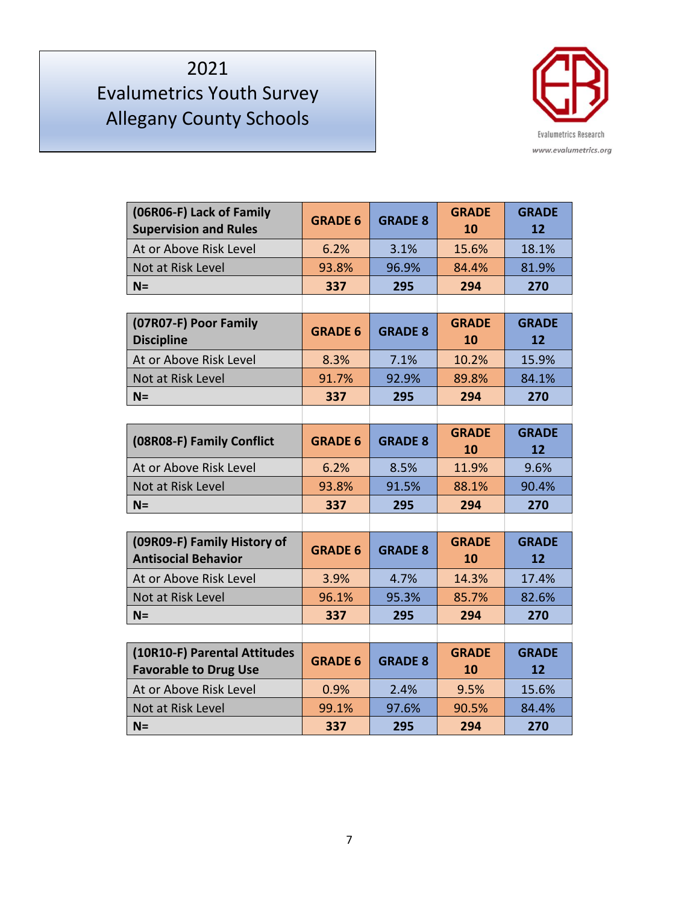# 2021 Evalumetrics Youth Survey Allegany County Schools

Evalumetrics Research
www.evalumetrics.org

| (06R06-F) Lack of Family Supervision and Rules | GRADE 6 | GRADE 8 | GRADE 10 | GRADE 12 |
|---|---|---|---|---|
| At or Above Risk Level | 6.2% | 3.1% | 15.6% | 18.1% |
| Not at Risk Level | 93.8% | 96.9% | 84.4% | 81.9% |
| **N=** | **337** | **295** | **294** | **270** |

| (07R07-F) Poor Family Discipline | GRADE 6 | GRADE 8 | GRADE 10 | GRADE 12 |
|---|---|---|---|---|
| At or Above Risk Level | 8.3% | 7.1% | 10.2% | 15.9% |
| Not at Risk Level | 91.7% | 92.9% | 89.8% | 84.1% |
| **N=** | **337** | **295** | **294** | **270** |

| (08R08-F) Family Conflict | GRADE 6 | GRADE 8 | GRADE 10 | GRADE 12 |
|---|---|---|---|---|
| At or Above Risk Level | 6.2% | 8.5% | 11.9% | 9.6% |
| Not at Risk Level | 93.8% | 91.5% | 88.1% | 90.4% |
| **N=** | **337** | **295** | **294** | **270** |

| (09R09-F) Family History of Antisocial Behavior | GRADE 6 | GRADE 8 | GRADE 10 | GRADE 12 |
|---|---|---|---|---|
| At or Above Risk Level | 3.9% | 4.7% | 14.3% | 17.4% |
| Not at Risk Level | 96.1% | 95.3% | 85.7% | 82.6% |
| **N=** | **337** | **295** | **294** | **270** |

| (10R10-F) Parental Attitudes Favorable to Drug Use | GRADE 6 | GRADE 8 | GRADE 10 | GRADE 12 |
|---|---|---|---|---|
| At or Above Risk Level | 0.9% | 2.4% | 9.5% | 15.6% |
| Not at Risk Level | 99.1% | 97.6% | 90.5% | 84.4% |
| **N=** | **337** | **295** | **294** | **270** |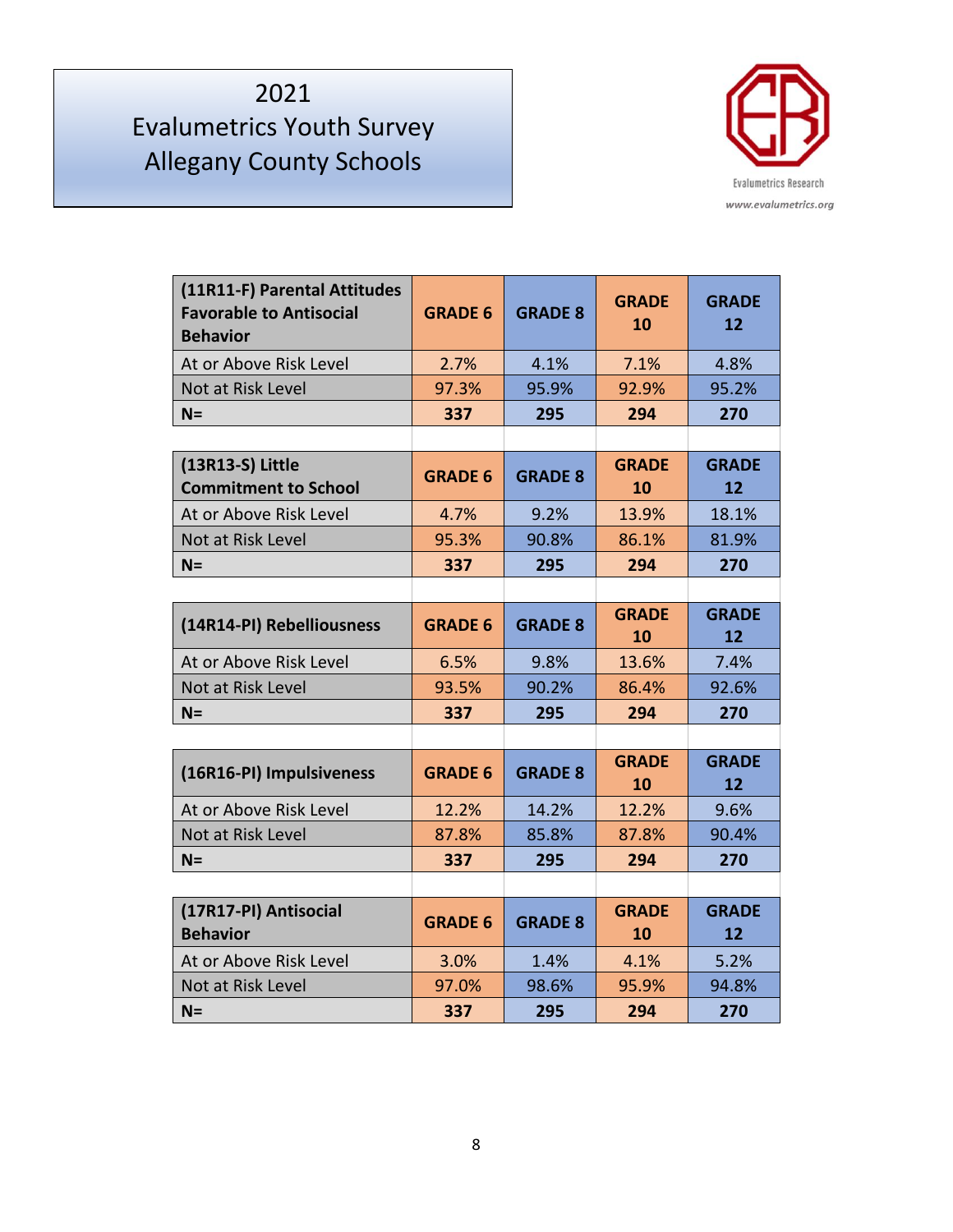# 2021 Evalumetrics Youth Survey Allegany County Schools

Evalumetrics Research
www.evalumetrics.org

| (11R11-F) Parental Attitudes Favorable to Antisocial Behavior | GRADE 6 | GRADE 8 | GRADE 10 | GRADE 12 |
|---|---|---|---|---|
| At or Above Risk Level | 2.7% | 4.1% | 7.1% | 4.8% |
| Not at Risk Level | 97.3% | 95.9% | 92.9% | 95.2% |
| **N=** | **337** | **295** | **294** | **270** |

| (13R13-S) Little Commitment to School | GRADE 6 | GRADE 8 | GRADE 10 | GRADE 12 |
|---|---|---|---|---|
| At or Above Risk Level | 4.7% | 9.2% | 13.9% | 18.1% |
| Not at Risk Level | 95.3% | 90.8% | 86.1% | 81.9% |
| **N=** | **337** | **295** | **294** | **270** |

| (14R14-PI) Rebelliousness | GRADE 6 | GRADE 8 | GRADE 10 | GRADE 12 |
|---|---|---|---|---|
| At or Above Risk Level | 6.5% | 9.8% | 13.6% | 7.4% |
| Not at Risk Level | 93.5% | 90.2% | 86.4% | 92.6% |
| **N=** | **337** | **295** | **294** | **270** |

| (16R16-PI) Impulsiveness | GRADE 6 | GRADE 8 | GRADE 10 | GRADE 12 |
|---|---|---|---|---|
| At or Above Risk Level | 12.2% | 14.2% | 12.2% | 9.6% |
| Not at Risk Level | 87.8% | 85.8% | 87.8% | 90.4% |
| **N=** | **337** | **295** | **294** | **270** |

| (17R17-PI) Antisocial Behavior | GRADE 6 | GRADE 8 | GRADE 10 | GRADE 12 |
|---|---|---|---|---|
| At or Above Risk Level | 3.0% | 1.4% | 4.1% | 5.2% |
| Not at Risk Level | 97.0% | 98.6% | 95.9% | 94.8% |
| **N=** | **337** | **295** | **294** | **270** |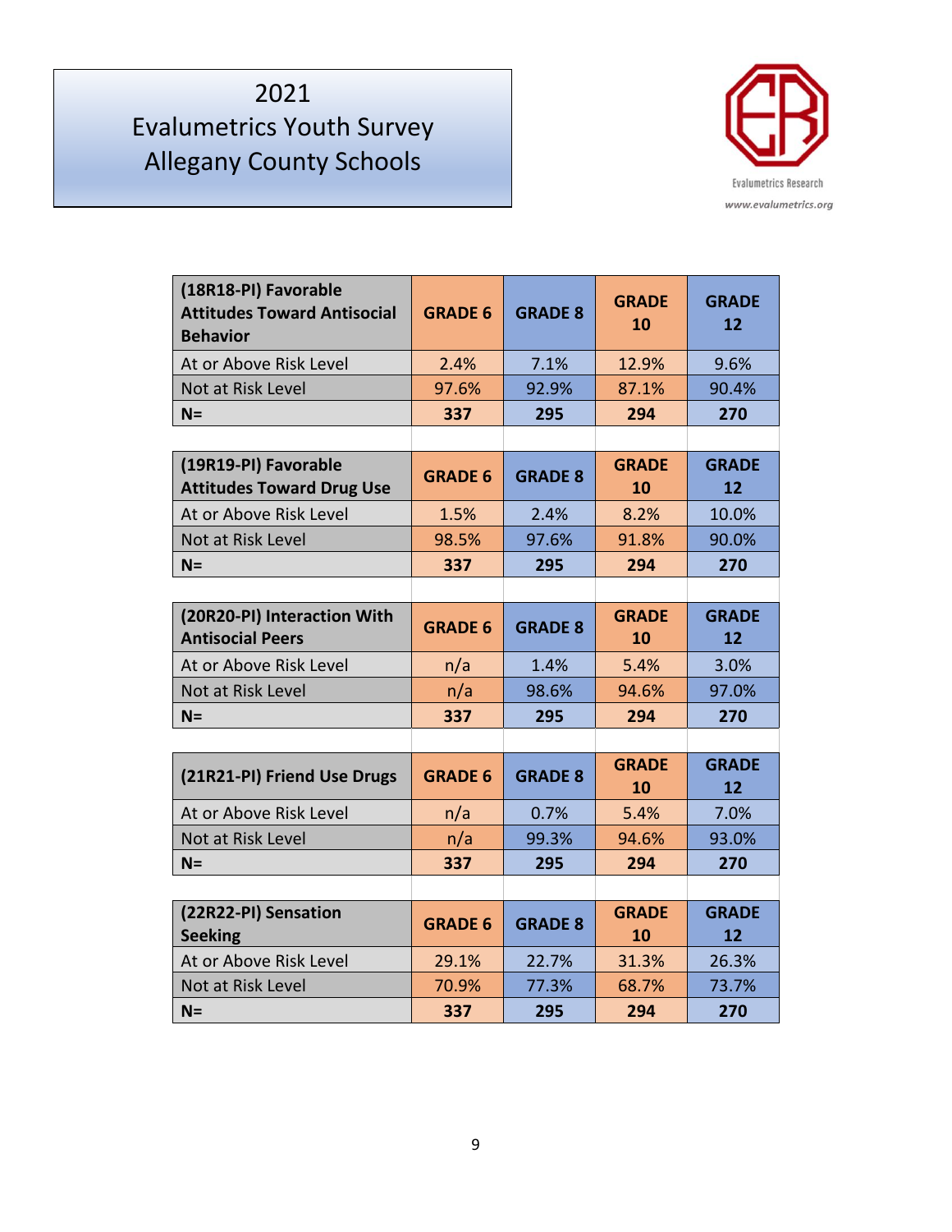# 2021 Evalumetrics Youth Survey Allegany County Schools

Evalumetrics Research
www.evalumetrics.org

| (18R18-PI) Favorable Attitudes Toward Antisocial Behavior | GRADE 6 | GRADE 8 | GRADE 10 | GRADE 12 |
|---|---|---|---|---|
| At or Above Risk Level | 2.4% | 7.1% | 12.9% | 9.6% |
| Not at Risk Level | 97.6% | 92.9% | 87.1% | 90.4% |
| **N=** | **337** | **295** | **294** | **270** |

| (19R19-PI) Favorable Attitudes Toward Drug Use | GRADE 6 | GRADE 8 | GRADE 10 | GRADE 12 |
|---|---|---|---|---|
| At or Above Risk Level | 1.5% | 2.4% | 8.2% | 10.0% |
| Not at Risk Level | 98.5% | 97.6% | 91.8% | 90.0% |
| **N=** | **337** | **295** | **294** | **270** |

| (20R20-PI) Interaction With Antisocial Peers | GRADE 6 | GRADE 8 | GRADE 10 | GRADE 12 |
|---|---|---|---|---|
| At or Above Risk Level | n/a | 1.4% | 5.4% | 3.0% |
| Not at Risk Level | n/a | 98.6% | 94.6% | 97.0% |
| **N=** | **337** | **295** | **294** | **270** |

| (21R21-PI) Friend Use Drugs | GRADE 6 | GRADE 8 | GRADE 10 | GRADE 12 |
|---|---|---|---|---|
| At or Above Risk Level | n/a | 0.7% | 5.4% | 7.0% |
| Not at Risk Level | n/a | 99.3% | 94.6% | 93.0% |
| **N=** | **337** | **295** | **294** | **270** |

| (22R22-PI) Sensation Seeking | GRADE 6 | GRADE 8 | GRADE 10 | GRADE 12 |
|---|---|---|---|---|
| At or Above Risk Level | 29.1% | 22.7% | 31.3% | 26.3% |
| Not at Risk Level | 70.9% | 77.3% | 68.7% | 73.7% |
| **N=** | **337** | **295** | **294** | **270** |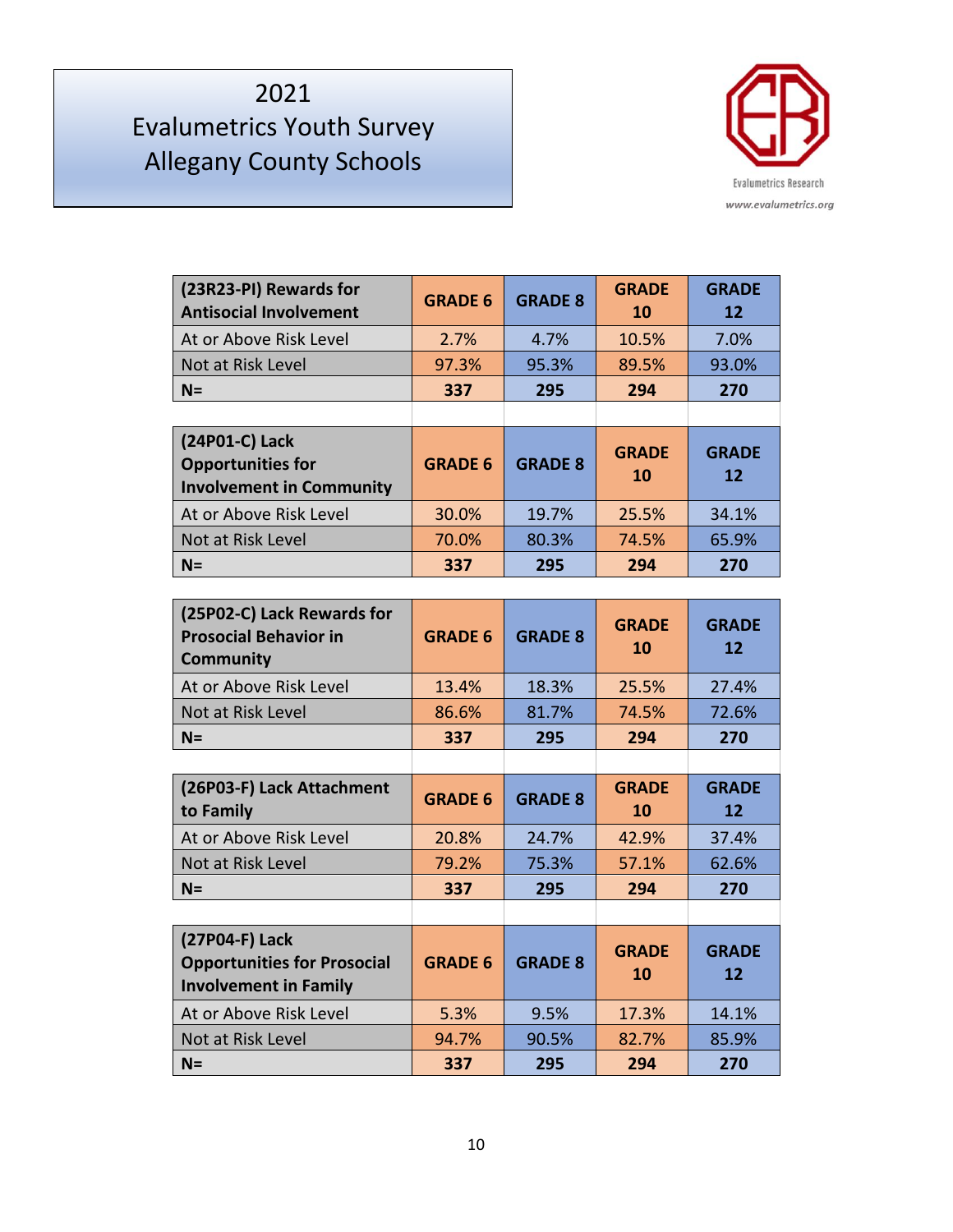# 2021 Evalumetrics Youth Survey Allegany County Schools

Evalumetrics Research
www.evalumetrics.org

| (23R23-PI) Rewards for Antisocial Involvement | GRADE 6 | GRADE 8 | GRADE 10 | GRADE 12 |
|---|---|---|---|---|
| At or Above Risk Level | 2.7% | 4.7% | 10.5% | 7.0% |
| Not at Risk Level | 97.3% | 95.3% | 89.5% | 93.0% |
| **N=** | **337** | **295** | **294** | **270** |

| (24P01-C) Lack Opportunities for Involvement in Community | GRADE 6 | GRADE 8 | GRADE 10 | GRADE 12 |
|---|---|---|---|---|
| At or Above Risk Level | 30.0% | 19.7% | 25.5% | 34.1% |
| Not at Risk Level | 70.0% | 80.3% | 74.5% | 65.9% |
| **N=** | **337** | **295** | **294** | **270** |

| (25P02-C) Lack Rewards for Prosocial Behavior in Community | GRADE 6 | GRADE 8 | GRADE 10 | GRADE 12 |
|---|---|---|---|---|
| At or Above Risk Level | 13.4% | 18.3% | 25.5% | 27.4% |
| Not at Risk Level | 86.6% | 81.7% | 74.5% | 72.6% |
| **N=** | **337** | **295** | **294** | **270** |

| (26P03-F) Lack Attachment to Family | GRADE 6 | GRADE 8 | GRADE 10 | GRADE 12 |
|---|---|---|---|---|
| At or Above Risk Level | 20.8% | 24.7% | 42.9% | 37.4% |
| Not at Risk Level | 79.2% | 75.3% | 57.1% | 62.6% |
| **N=** | **337** | **295** | **294** | **270** |

| (27P04-F) Lack Opportunities for Prosocial Involvement in Family | GRADE 6 | GRADE 8 | GRADE 10 | GRADE 12 |
|---|---|---|---|---|
| At or Above Risk Level | 5.3% | 9.5% | 17.3% | 14.1% |
| Not at Risk Level | 94.7% | 90.5% | 82.7% | 85.9% |
| **N=** | **337** | **295** | **294** | **270** |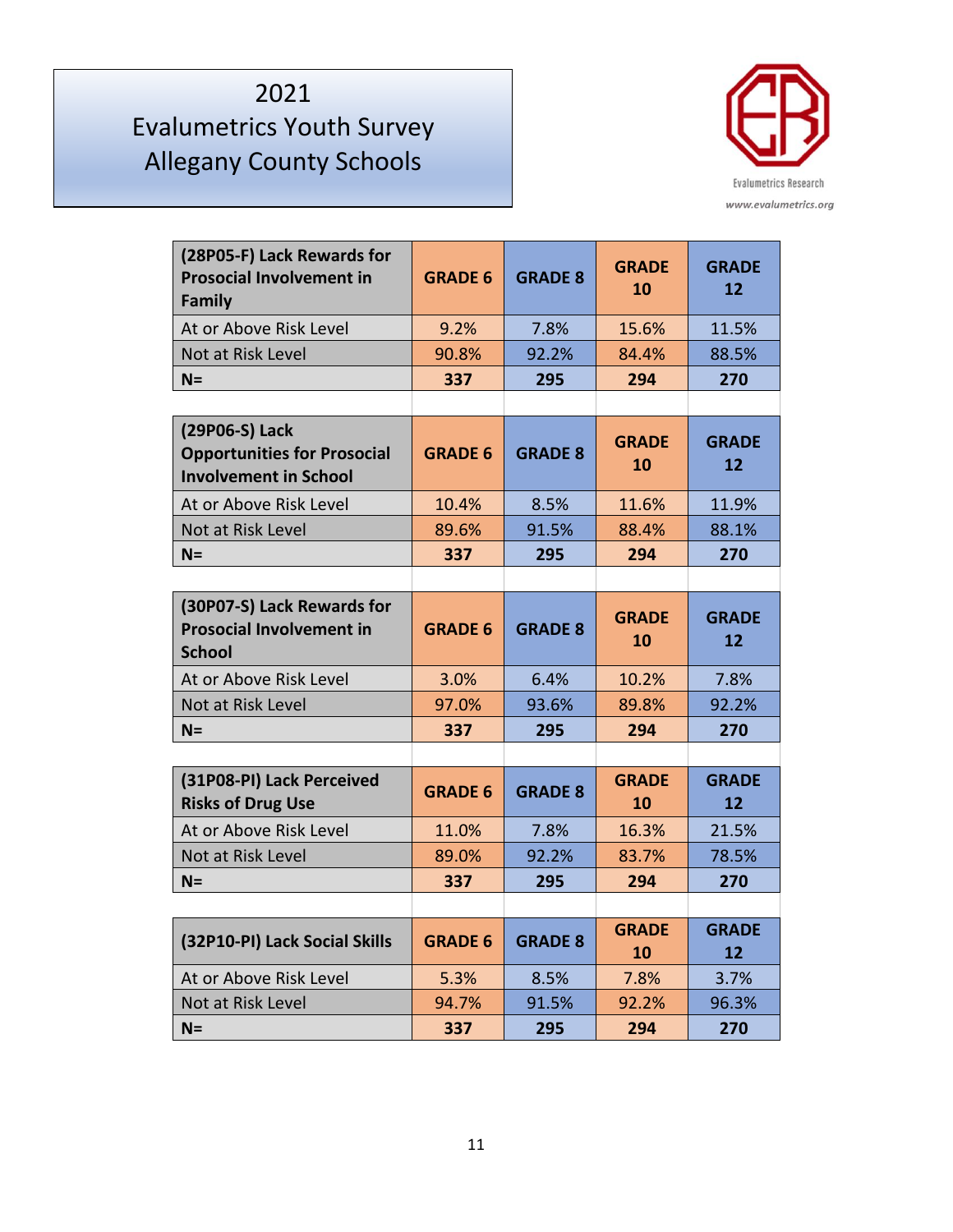# 2021 Evalumetrics Youth Survey Allegany County Schools

Evalumetrics Research
www.evalumetrics.org

| (28P05-F) Lack Rewards for Prosocial Involvement in Family | GRADE 6 | GRADE 8 | GRADE 10 | GRADE 12 |
|---|---|---|---|---|
| At or Above Risk Level | 9.2% | 7.8% | 15.6% | 11.5% |
| Not at Risk Level | 90.8% | 92.2% | 84.4% | 88.5% |
| **N=** | **337** | **295** | **294** | **270** |

| (29P06-S) Lack Opportunities for Prosocial Involvement in School | GRADE 6 | GRADE 8 | GRADE 10 | GRADE 12 |
|---|---|---|---|---|
| At or Above Risk Level | 10.4% | 8.5% | 11.6% | 11.9% |
| Not at Risk Level | 89.6% | 91.5% | 88.4% | 88.1% |
| **N=** | **337** | **295** | **294** | **270** |

| (30P07-S) Lack Rewards for Prosocial Involvement in School | GRADE 6 | GRADE 8 | GRADE 10 | GRADE 12 |
|---|---|---|---|---|
| At or Above Risk Level | 3.0% | 6.4% | 10.2% | 7.8% |
| Not at Risk Level | 97.0% | 93.6% | 89.8% | 92.2% |
| **N=** | **337** | **295** | **294** | **270** |

| (31P08-PI) Lack Perceived Risks of Drug Use | GRADE 6 | GRADE 8 | GRADE 10 | GRADE 12 |
|---|---|---|---|---|
| At or Above Risk Level | 11.0% | 7.8% | 16.3% | 21.5% |
| Not at Risk Level | 89.0% | 92.2% | 83.7% | 78.5% |
| **N=** | **337** | **295** | **294** | **270** |

| (32P10-PI) Lack Social Skills | GRADE 6 | GRADE 8 | GRADE 10 | GRADE 12 |
|---|---|---|---|---|
| At or Above Risk Level | 5.3% | 8.5% | 7.8% | 3.7% |
| Not at Risk Level | 94.7% | 91.5% | 92.2% | 96.3% |
| **N=** | **337** | **295** | **294** | **270** |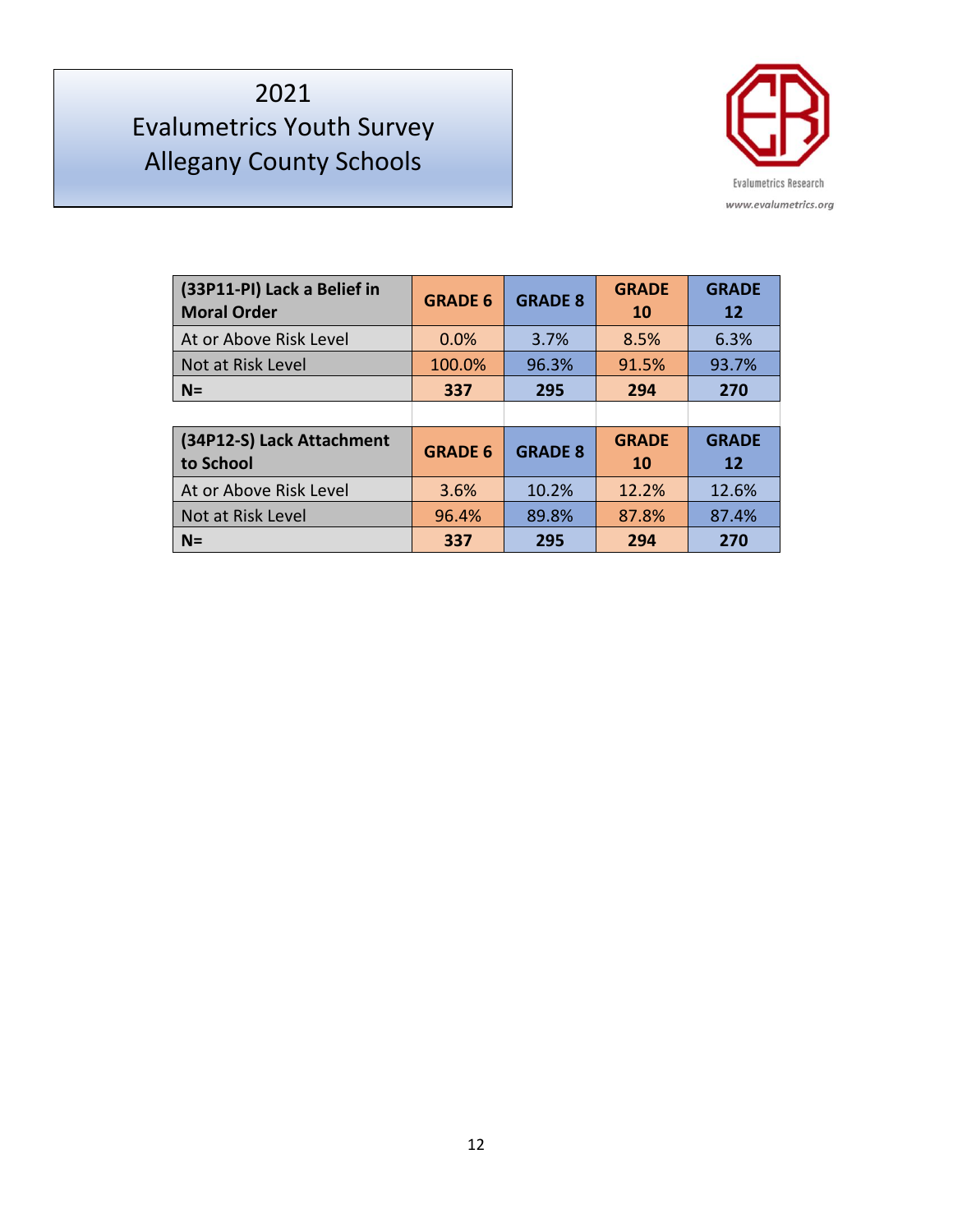# 2021 Evalumetrics Youth Survey Allegany County Schools

Evalumetrics Research
www.evalumetrics.org

| (33P11-PI) Lack a Belief in Moral Order | GRADE 6 | GRADE 8 | GRADE 10 | GRADE 12 |
|---|---|---|---|---|
| At or Above Risk Level | 0.0% | 3.7% | 8.5% | 6.3% |
| Not at Risk Level | 100.0% | 96.3% | 91.5% | 93.7% |
| **N=** | **337** | **295** | **294** | **270** |

| (34P12-S) Lack Attachment to School | GRADE 6 | GRADE 8 | GRADE 10 | GRADE 12 |
|---|---|---|---|---|
| At or Above Risk Level | 3.6% | 10.2% | 12.2% | 12.6% |
| Not at Risk Level | 96.4% | 89.8% | 87.8% | 87.4% |
| **N=** | **337** | **295** | **294** | **270** |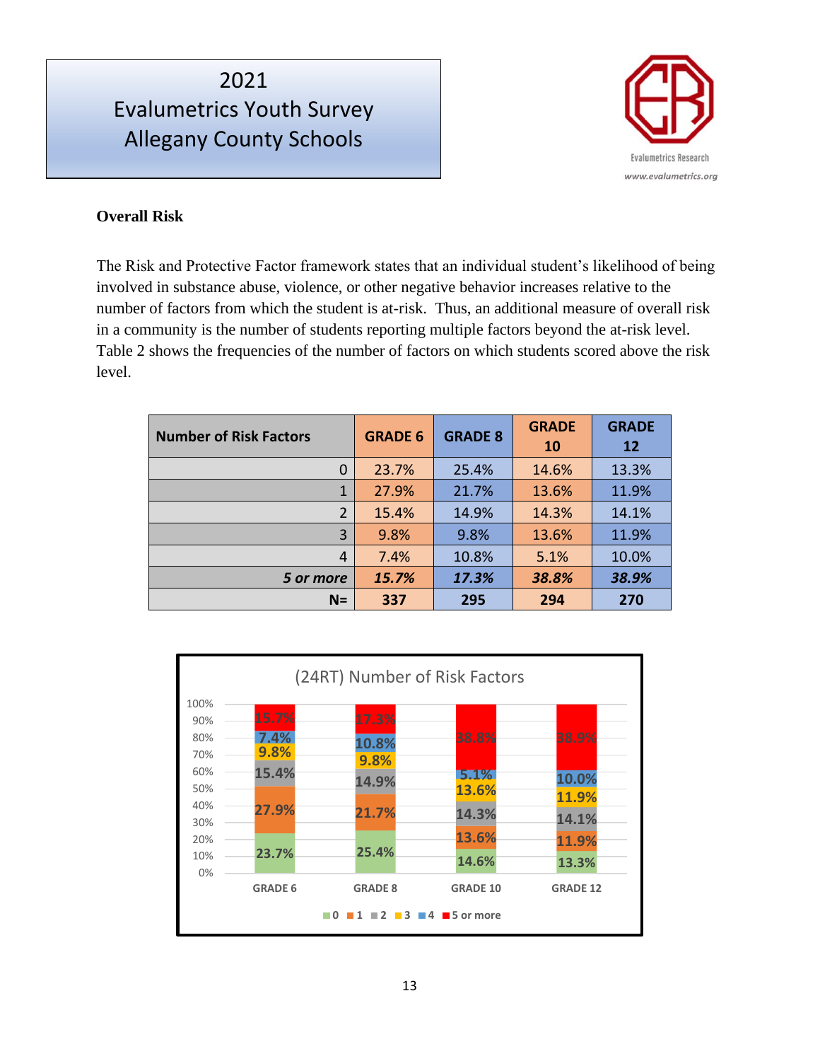# 2021 Evalumetrics Youth Survey Allegany County Schools

Evalumetrics Research
www.evalumetrics.org

**Overall Risk**

The Risk and Protective Factor framework states that an individual student's likelihood of being involved in substance abuse, violence, or other negative behavior increases relative to the number of factors from which the student is at-risk. Thus, an additional measure of overall risk in a community is the number of students reporting multiple factors beyond the at-risk level. Table 2 shows the frequencies of the number of factors on which students scored above the risk level.

| Number of Risk Factors | GRADE 6 | GRADE 8 | GRADE 10 | GRADE 12 |
|---|---|---|---|---|
| 0 | 23.7% | 25.4% | 14.6% | 13.3% |
| 1 | 27.9% | 21.7% | 13.6% | 11.9% |
| 2 | 15.4% | 14.9% | 14.3% | 14.1% |
| 3 | 9.8% | 9.8% | 13.6% | 11.9% |
| 4 | 7.4% | 10.8% | 5.1% | 10.0% |
| ***5 or more*** | ***15.7%*** | ***17.3%*** | ***38.8%*** | ***38.9%*** |
| **N=** | **337** | **295** | **294** | **270** |

(24RT) Number of Risk Factors

| | GRADE 6 | GRADE 8 | GRADE 10 | GRADE 12 |
|---|---|---|---|---|
| 0 | 23.7% | 25.4% | 14.6% | 13.3% |
| 1 | 27.9% | 21.7% | 13.6% | 11.9% |
| 2 | 15.4% | 14.9% | 14.3% | 14.1% |
| 3 | 9.8% | 9.8% | 13.6% | 11.9% |
| 4 | 7.4% | 10.8% | 5.1% | 10.0% |
| 5 or more | 15.7% | 17.3% | 38.8% | 38.9% |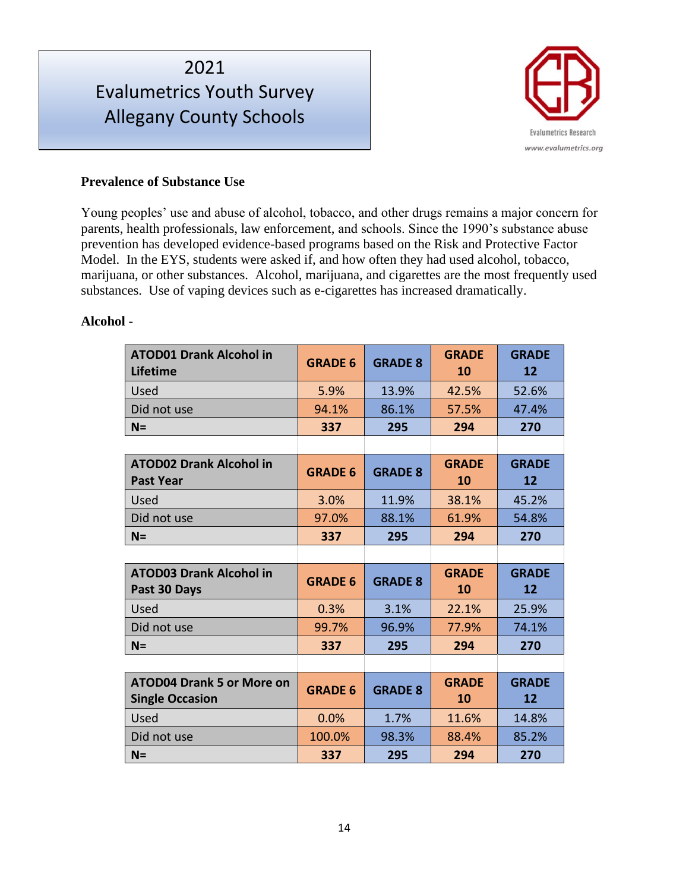# 2021 Evalumetrics Youth Survey Allegany County Schools

Evalumetrics Research
www.evalumetrics.org

**Prevalence of Substance Use**

Young peoples' use and abuse of alcohol, tobacco, and other drugs remains a major concern for parents, health professionals, law enforcement, and schools. Since the 1990's substance abuse prevention has developed evidence-based programs based on the Risk and Protective Factor Model. In the EYS, students were asked if, and how often they had used alcohol, tobacco, marijuana, or other substances. Alcohol, marijuana, and cigarettes are the most frequently used substances. Use of vaping devices such as e-cigarettes has increased dramatically.

**Alcohol -**

| ATOD01 Drank Alcohol in Lifetime | GRADE 6 | GRADE 8 | GRADE 10 | GRADE 12 |
|---|---|---|---|---|
| Used | 5.9% | 13.9% | 42.5% | 52.6% |
| Did not use | 94.1% | 86.1% | 57.5% | 47.4% |
| **N=** | **337** | **295** | **294** | **270** |

| ATOD02 Drank Alcohol in Past Year | GRADE 6 | GRADE 8 | GRADE 10 | GRADE 12 |
|---|---|---|---|---|
| Used | 3.0% | 11.9% | 38.1% | 45.2% |
| Did not use | 97.0% | 88.1% | 61.9% | 54.8% |
| **N=** | **337** | **295** | **294** | **270** |

| ATOD03 Drank Alcohol in Past 30 Days | GRADE 6 | GRADE 8 | GRADE 10 | GRADE 12 |
|---|---|---|---|---|
| Used | 0.3% | 3.1% | 22.1% | 25.9% |
| Did not use | 99.7% | 96.9% | 77.9% | 74.1% |
| **N=** | **337** | **295** | **294** | **270** |

| ATOD04 Drank 5 or More on Single Occasion | GRADE 6 | GRADE 8 | GRADE 10 | GRADE 12 |
|---|---|---|---|---|
| Used | 0.0% | 1.7% | 11.6% | 14.8% |
| Did not use | 100.0% | 98.3% | 88.4% | 85.2% |
| **N=** | **337** | **295** | **294** | **270** |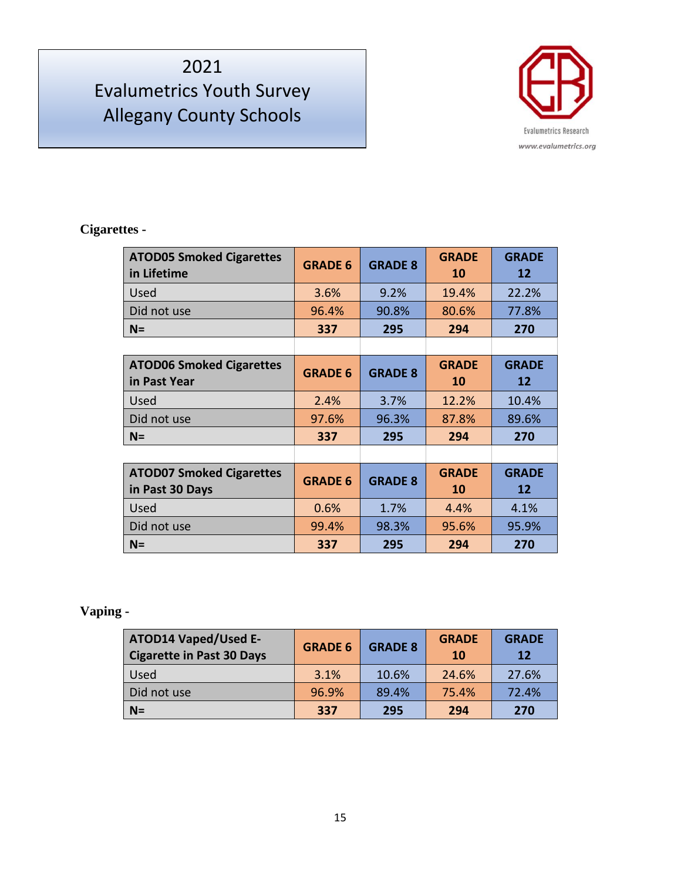# 2021
# Evalumetrics Youth Survey
# Allegany County Schools

Evalumetrics Research
www.evalumetrics.org

**Cigarettes -**

| ATOD05 Smoked Cigarettes in Lifetime | GRADE 6 | GRADE 8 | GRADE 10 | GRADE 12 |
|---|---|---|---|---|
| Used | 3.6% | 9.2% | 19.4% | 22.2% |
| Did not use | 96.4% | 90.8% | 80.6% | 77.8% |
| **N=** | **337** | **295** | **294** | **270** |

| ATOD06 Smoked Cigarettes in Past Year | GRADE 6 | GRADE 8 | GRADE 10 | GRADE 12 |
|---|---|---|---|---|
| Used | 2.4% | 3.7% | 12.2% | 10.4% |
| Did not use | 97.6% | 96.3% | 87.8% | 89.6% |
| **N=** | **337** | **295** | **294** | **270** |

| ATOD07 Smoked Cigarettes in Past 30 Days | GRADE 6 | GRADE 8 | GRADE 10 | GRADE 12 |
|---|---|---|---|---|
| Used | 0.6% | 1.7% | 4.4% | 4.1% |
| Did not use | 99.4% | 98.3% | 95.6% | 95.9% |
| **N=** | **337** | **295** | **294** | **270** |

**Vaping -**

| ATOD14 Vaped/Used E-Cigarette in Past 30 Days | GRADE 6 | GRADE 8 | GRADE 10 | GRADE 12 |
|---|---|---|---|---|
| Used | 3.1% | 10.6% | 24.6% | 27.6% |
| Did not use | 96.9% | 89.4% | 75.4% | 72.4% |
| **N=** | **337** | **295** | **294** | **270** |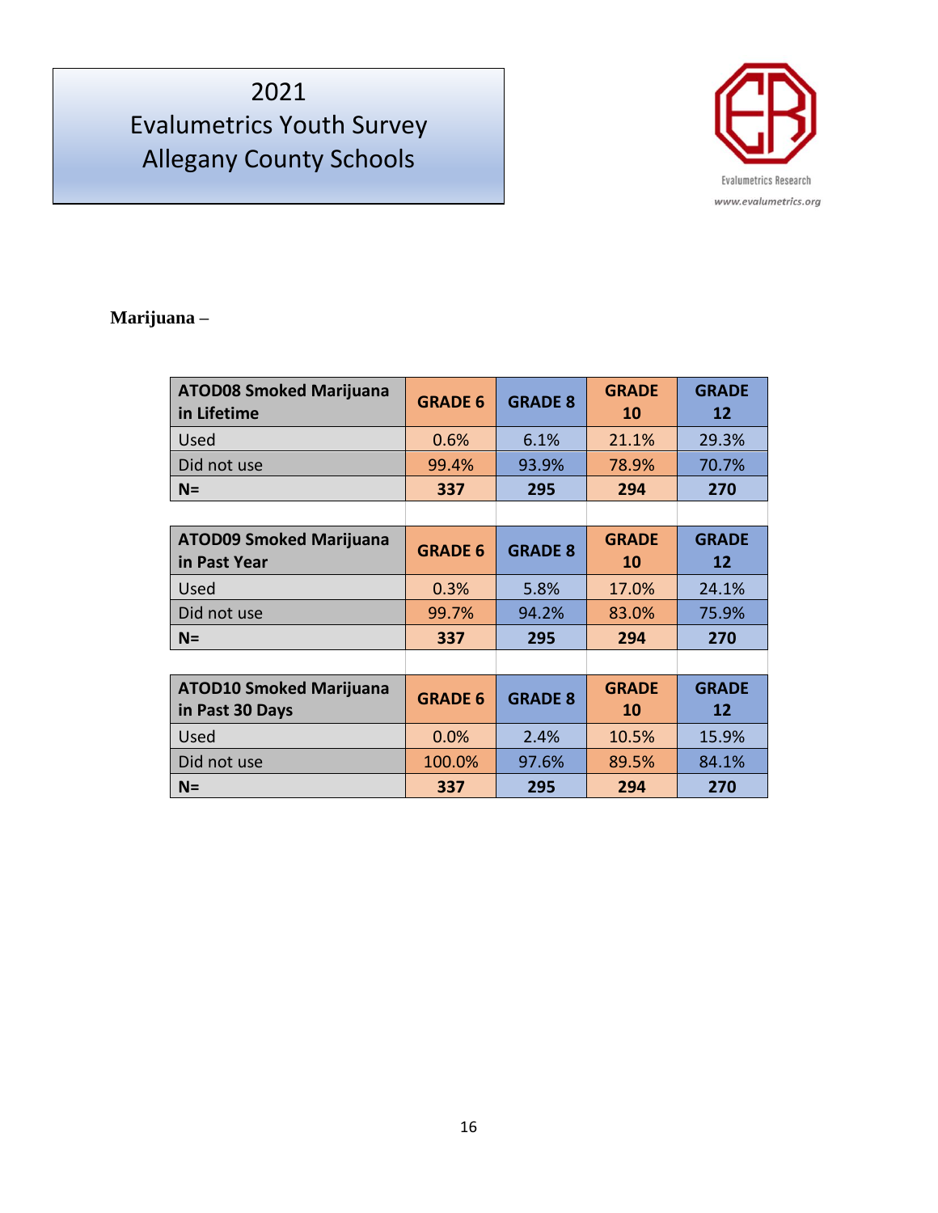# 2021 Evalumetrics Youth Survey Allegany County Schools

Evalumetrics Research
www.evalumetrics.org

**Marijuana** –

| ATOD08 Smoked Marijuana in Lifetime | GRADE 6 | GRADE 8 | GRADE 10 | GRADE 12 |
|---|---|---|---|---|
| Used | 0.6% | 6.1% | 21.1% | 29.3% |
| Did not use | 99.4% | 93.9% | 78.9% | 70.7% |
| **N=** | **337** | **295** | **294** | **270** |

| ATOD09 Smoked Marijuana in Past Year | GRADE 6 | GRADE 8 | GRADE 10 | GRADE 12 |
|---|---|---|---|---|
| Used | 0.3% | 5.8% | 17.0% | 24.1% |
| Did not use | 99.7% | 94.2% | 83.0% | 75.9% |
| **N=** | **337** | **295** | **294** | **270** |

| ATOD10 Smoked Marijuana in Past 30 Days | GRADE 6 | GRADE 8 | GRADE 10 | GRADE 12 |
|---|---|---|---|---|
| Used | 0.0% | 2.4% | 10.5% | 15.9% |
| Did not use | 100.0% | 97.6% | 89.5% | 84.1% |
| **N=** | **337** | **295** | **294** | **270** |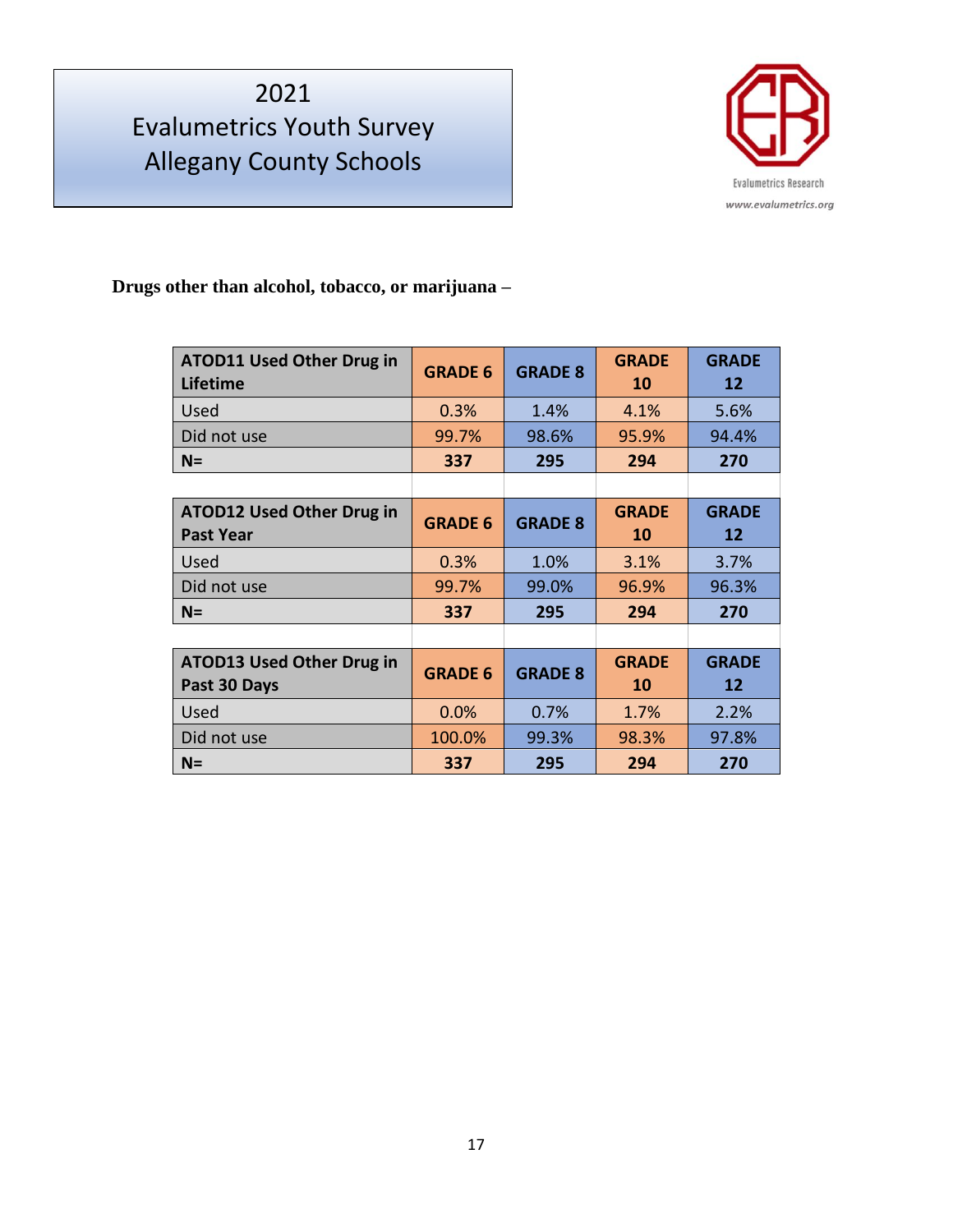# 2021 Evalumetrics Youth Survey Allegany County Schools

Evalumetrics Research
www.evalumetrics.org

**Drugs other than alcohol, tobacco, or marijuana –**

| ATOD11 Used Other Drug in Lifetime | GRADE 6 | GRADE 8 | GRADE 10 | GRADE 12 |
|---|---|---|---|---|
| Used | 0.3% | 1.4% | 4.1% | 5.6% |
| Did not use | 99.7% | 98.6% | 95.9% | 94.4% |
| **N=** | **337** | **295** | **294** | **270** |

| ATOD12 Used Other Drug in Past Year | GRADE 6 | GRADE 8 | GRADE 10 | GRADE 12 |
|---|---|---|---|---|
| Used | 0.3% | 1.0% | 3.1% | 3.7% |
| Did not use | 99.7% | 99.0% | 96.9% | 96.3% |
| **N=** | **337** | **295** | **294** | **270** |

| ATOD13 Used Other Drug in Past 30 Days | GRADE 6 | GRADE 8 | GRADE 10 | GRADE 12 |
|---|---|---|---|---|
| Used | 0.0% | 0.7% | 1.7% | 2.2% |
| Did not use | 100.0% | 99.3% | 98.3% | 97.8% |
| **N=** | **337** | **295** | **294** | **270** |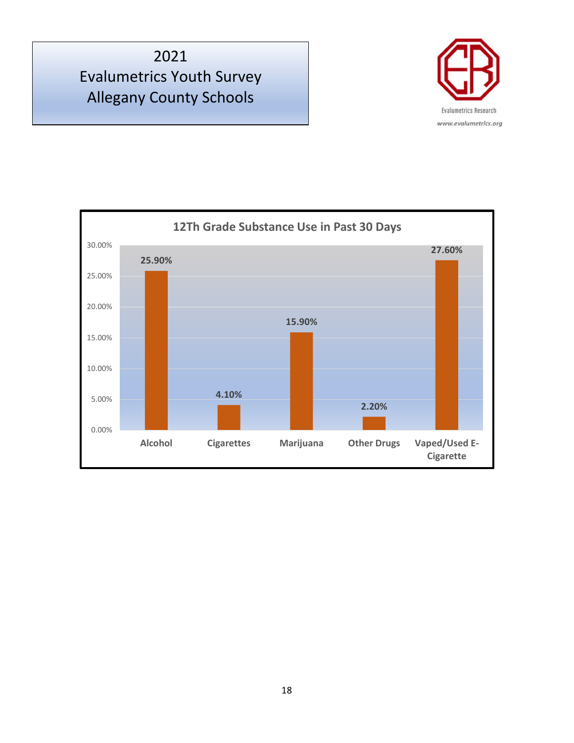# 2021 Evalumetrics Youth Survey Allegany County Schools

Evalumetrics Research

*www.evalumetrics.org*

**12Th Grade Substance Use in Past 30 Days**

| Substance | Percent |
|---|---|
| Alcohol | 25.90% |
| Cigarettes | 4.10% |
| Marijuana | 15.90% |
| Other Drugs | 2.20% |
| Vaped/Used E-Cigarette | 27.60% |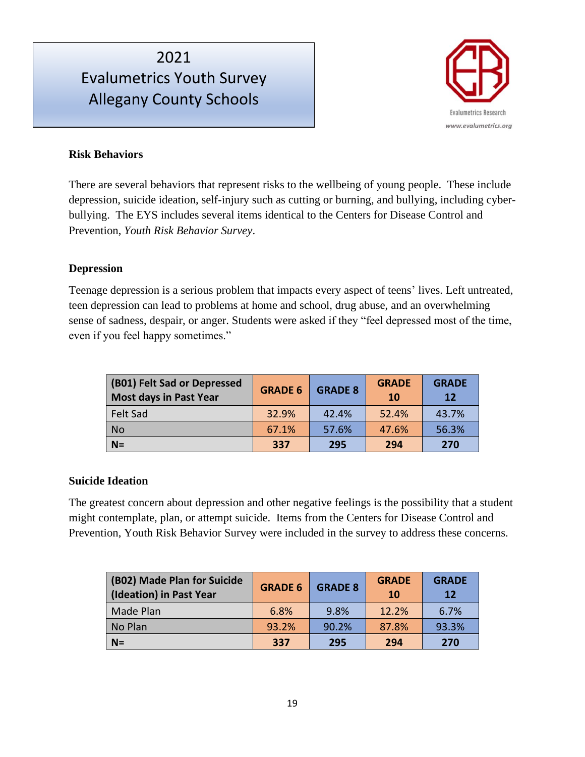# 2021 Evalumetrics Youth Survey Allegany County Schools

Evalumetrics Research
www.evalumetrics.org

## Risk Behaviors

There are several behaviors that represent risks to the wellbeing of young people. These include depression, suicide ideation, self-injury such as cutting or burning, and bullying, including cyber-bullying. The EYS includes several items identical to the Centers for Disease Control and Prevention, *Youth Risk Behavior Survey*.

## Depression

Teenage depression is a serious problem that impacts every aspect of teens' lives. Left untreated, teen depression can lead to problems at home and school, drug abuse, and an overwhelming sense of sadness, despair, or anger. Students were asked if they "feel depressed most of the time, even if you feel happy sometimes."

| (B01) Felt Sad or Depressed Most days in Past Year | GRADE 6 | GRADE 8 | GRADE 10 | GRADE 12 |
|---|---|---|---|---|
| Felt Sad | 32.9% | 42.4% | 52.4% | 43.7% |
| No | 67.1% | 57.6% | 47.6% | 56.3% |
| **N=** | **337** | **295** | **294** | **270** |

## Suicide Ideation

The greatest concern about depression and other negative feelings is the possibility that a student might contemplate, plan, or attempt suicide. Items from the Centers for Disease Control and Prevention, Youth Risk Behavior Survey were included in the survey to address these concerns.

| (B02) Made Plan for Suicide (Ideation) in Past Year | GRADE 6 | GRADE 8 | GRADE 10 | GRADE 12 |
|---|---|---|---|---|
| Made Plan | 6.8% | 9.8% | 12.2% | 6.7% |
| No Plan | 93.2% | 90.2% | 87.8% | 93.3% |
| **N=** | **337** | **295** | **294** | **270** |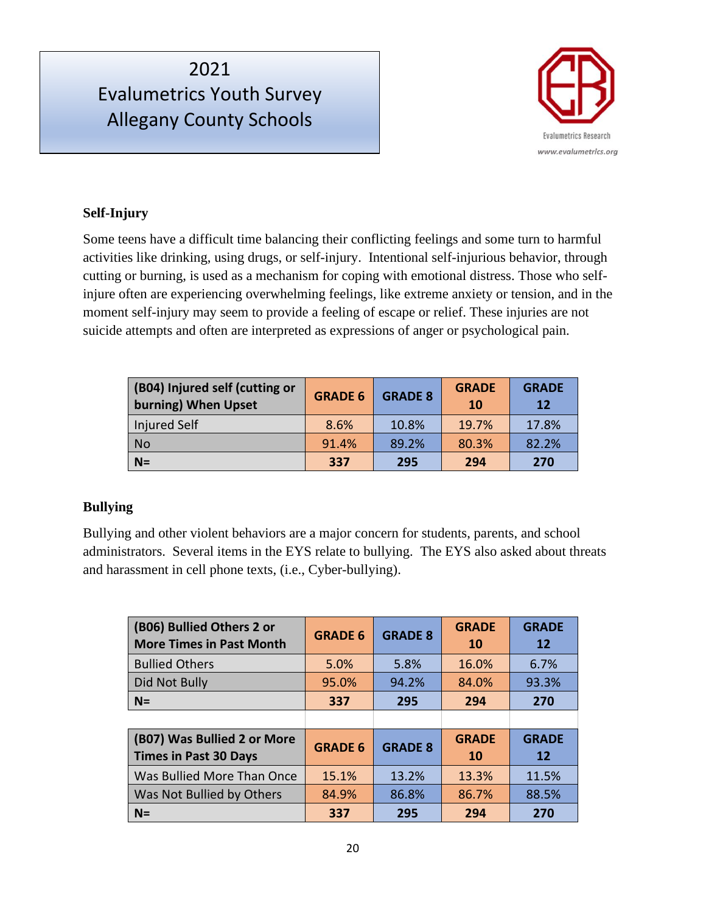# 2021 Evalumetrics Youth Survey Allegany County Schools

### Self-Injury

Some teens have a difficult time balancing their conflicting feelings and some turn to harmful activities like drinking, using drugs, or self-injury. Intentional self-injurious behavior, through cutting or burning, is used as a mechanism for coping with emotional distress. Those who self-injure often are experiencing overwhelming feelings, like extreme anxiety or tension, and in the moment self-injury may seem to provide a feeling of escape or relief. These injuries are not suicide attempts and often are interpreted as expressions of anger or psychological pain.

| (B04) Injured self (cutting or burning) When Upset | GRADE 6 | GRADE 8 | GRADE 10 | GRADE 12 |
|---|---|---|---|---|
| Injured Self | 8.6% | 10.8% | 19.7% | 17.8% |
| No | 91.4% | 89.2% | 80.3% | 82.2% |
| **N=** | **337** | **295** | **294** | **270** |

### Bullying

Bullying and other violent behaviors are a major concern for students, parents, and school administrators. Several items in the EYS relate to bullying. The EYS also asked about threats and harassment in cell phone texts, (i.e., Cyber-bullying).

| (B06) Bullied Others 2 or More Times in Past Month | GRADE 6 | GRADE 8 | GRADE 10 | GRADE 12 |
|---|---|---|---|---|
| Bullied Others | 5.0% | 5.8% | 16.0% | 6.7% |
| Did Not Bully | 95.0% | 94.2% | 84.0% | 93.3% |
| **N=** | **337** | **295** | **294** | **270** |

| (B07) Was Bullied 2 or More Times in Past 30 Days | GRADE 6 | GRADE 8 | GRADE 10 | GRADE 12 |
|---|---|---|---|---|
| Was Bullied More Than Once | 15.1% | 13.2% | 13.3% | 11.5% |
| Was Not Bullied by Others | 84.9% | 86.8% | 86.7% | 88.5% |
| **N=** | **337** | **295** | **294** | **270** |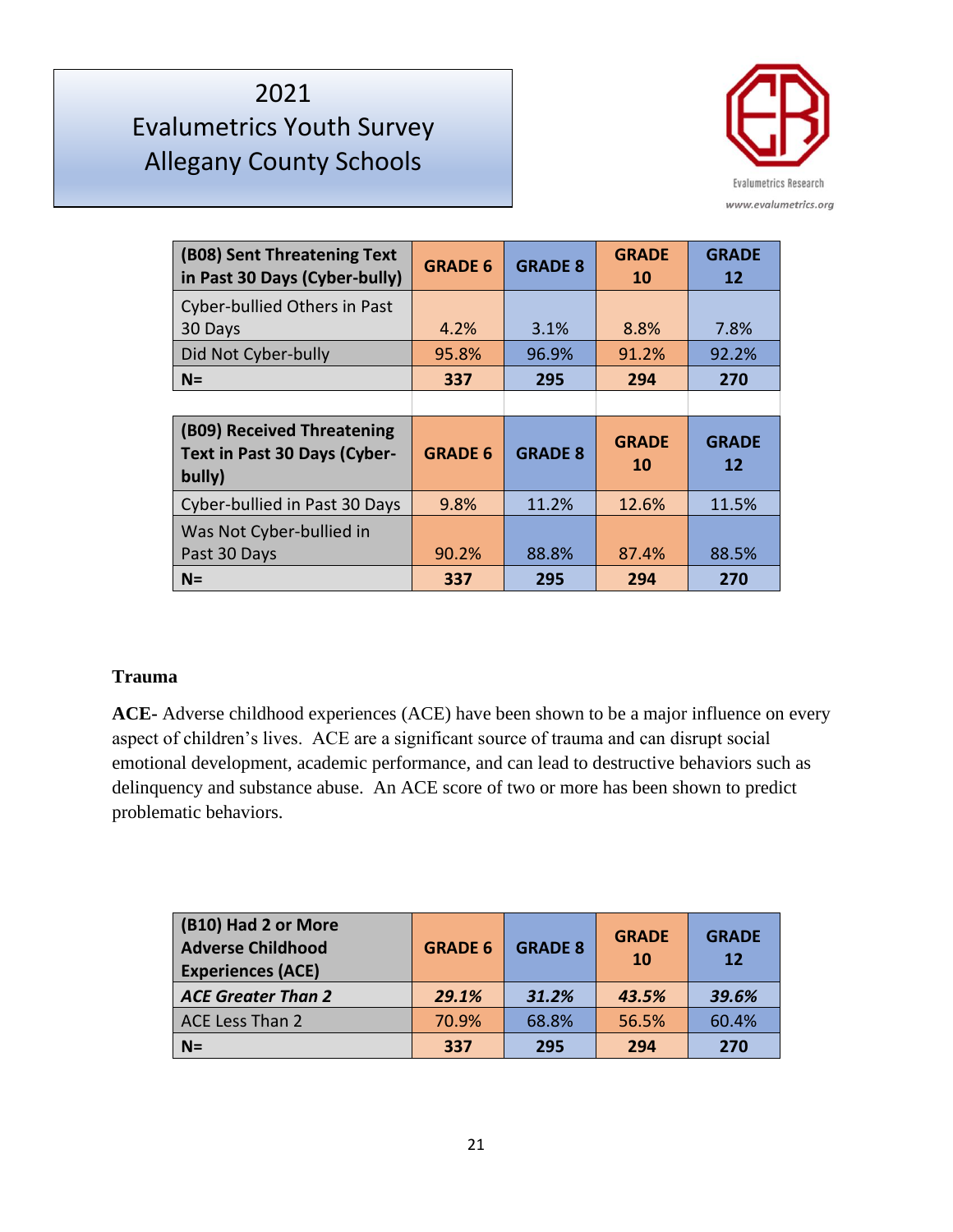| (B08) Sent Threatening Text in Past 30 Days (Cyber-bully) | GRADE 6 | GRADE 8 | GRADE 10 | GRADE 12 |
|---|---|---|---|---|
| Cyber-bullied Others in Past 30 Days | 4.2% | 3.1% | 8.8% | 7.8% |
| Did Not Cyber-bully | 95.8% | 96.9% | 91.2% | 92.2% |
| **N=** | **337** | **295** | **294** | **270** |

| (B09) Received Threatening Text in Past 30 Days (Cyber-bully) | GRADE 6 | GRADE 8 | GRADE 10 | GRADE 12 |
|---|---|---|---|---|
| Cyber-bullied in Past 30 Days | 9.8% | 11.2% | 12.6% | 11.5% |
| Was Not Cyber-bullied in Past 30 Days | 90.2% | 88.8% | 87.4% | 88.5% |
| **N=** | **337** | **295** | **294** | **270** |

### Trauma

**ACE-** Adverse childhood experiences (ACE) have been shown to be a major influence on every aspect of children's lives. ACE are a significant source of trauma and can disrupt social emotional development, academic performance, and can lead to destructive behaviors such as delinquency and substance abuse. An ACE score of two or more has been shown to predict problematic behaviors.

| (B10) Had 2 or More Adverse Childhood Experiences (ACE) | GRADE 6 | GRADE 8 | GRADE 10 | GRADE 12 |
|---|---|---|---|---|
| ***ACE Greater Than 2*** | ***29.1%*** | ***31.2%*** | ***43.5%*** | ***39.6%*** |
| ACE Less Than 2 | 70.9% | 68.8% | 56.5% | 60.4% |
| **N=** | **337** | **295** | **294** | **270** |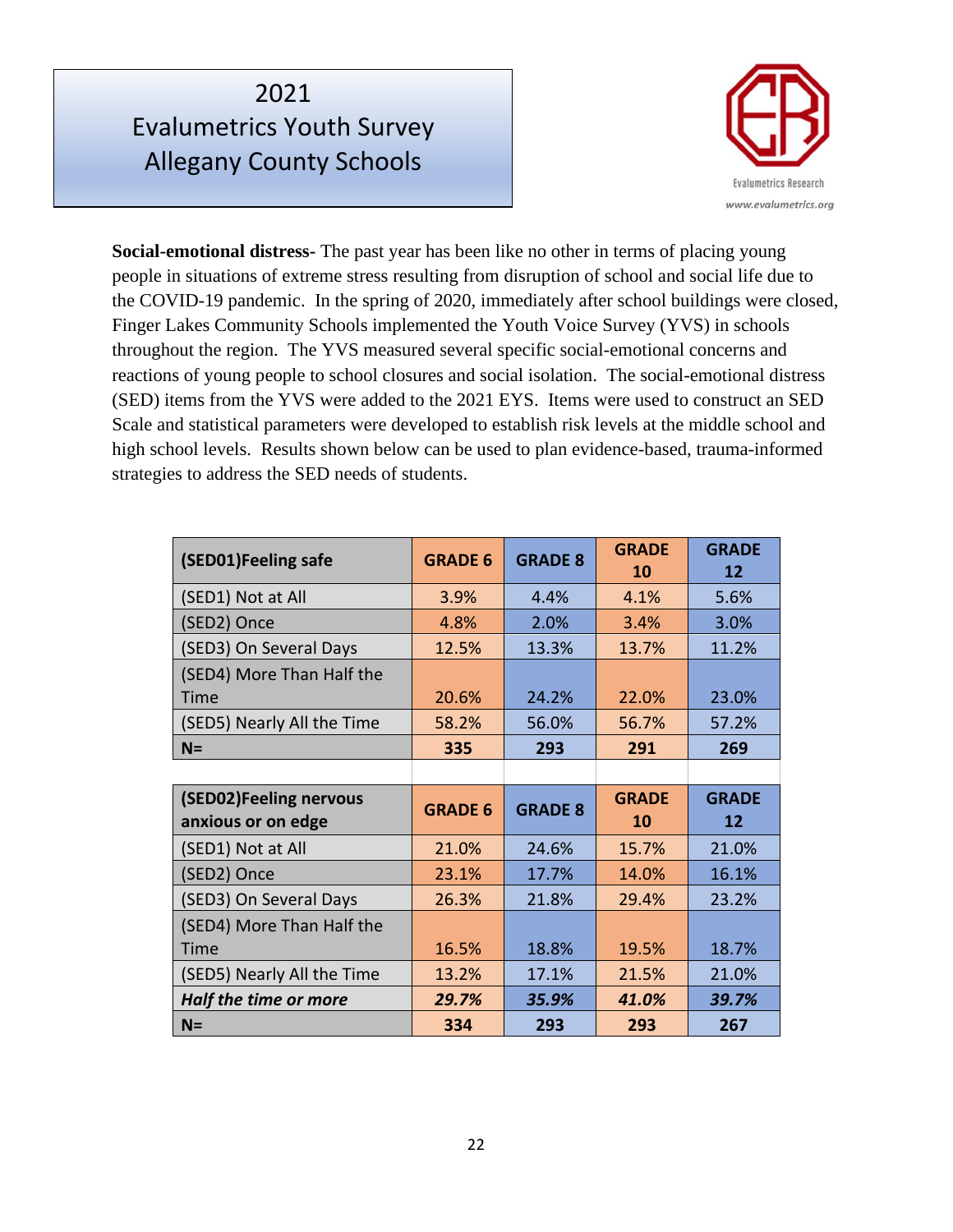# 2021
# Evalumetrics Youth Survey
# Allegany County Schools

Evalumetrics Research
www.evalumetrics.org

**Social-emotional distress-** The past year has been like no other in terms of placing young people in situations of extreme stress resulting from disruption of school and social life due to the COVID-19 pandemic. In the spring of 2020, immediately after school buildings were closed, Finger Lakes Community Schools implemented the Youth Voice Survey (YVS) in schools throughout the region. The YVS measured several specific social-emotional concerns and reactions of young people to school closures and social isolation. The social-emotional distress (SED) items from the YVS were added to the 2021 EYS. Items were used to construct an SED Scale and statistical parameters were developed to establish risk levels at the middle school and high school levels. Results shown below can be used to plan evidence-based, trauma-informed strategies to address the SED needs of students.

| (SED01)Feeling safe | GRADE 6 | GRADE 8 | GRADE 10 | GRADE 12 |
|---|---|---|---|---|
| (SED1) Not at All | 3.9% | 4.4% | 4.1% | 5.6% |
| (SED2) Once | 4.8% | 2.0% | 3.4% | 3.0% |
| (SED3) On Several Days | 12.5% | 13.3% | 13.7% | 11.2% |
| (SED4) More Than Half the Time | 20.6% | 24.2% | 22.0% | 23.0% |
| (SED5) Nearly All the Time | 58.2% | 56.0% | 56.7% | 57.2% |
| **N=** | **335** | **293** | **291** | **269** |

| (SED02)Feeling nervous anxious or on edge | GRADE 6 | GRADE 8 | GRADE 10 | GRADE 12 |
|---|---|---|---|---|
| (SED1) Not at All | 21.0% | 24.6% | 15.7% | 21.0% |
| (SED2) Once | 23.1% | 17.7% | 14.0% | 16.1% |
| (SED3) On Several Days | 26.3% | 21.8% | 29.4% | 23.2% |
| (SED4) More Than Half the Time | 16.5% | 18.8% | 19.5% | 18.7% |
| (SED5) Nearly All the Time | 13.2% | 17.1% | 21.5% | 21.0% |
| ***Half the time or more*** | ***29.7%*** | ***35.9%*** | ***41.0%*** | ***39.7%*** |
| **N=** | **334** | **293** | **293** | **267** |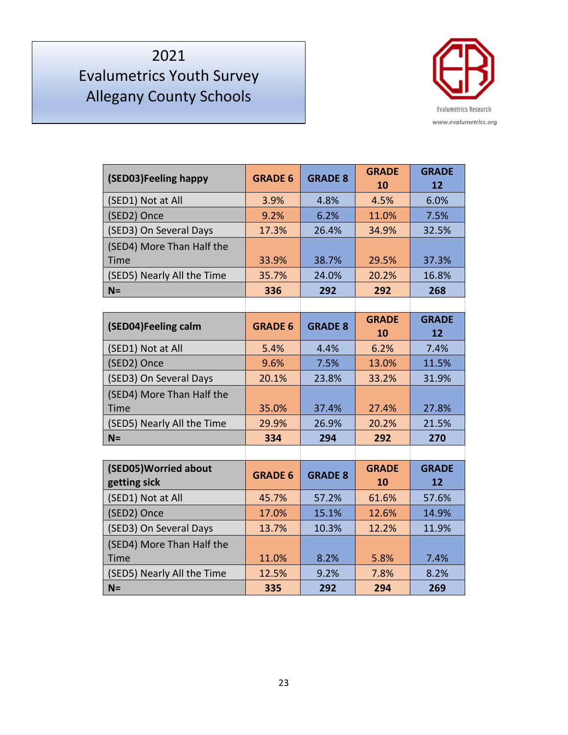# 2021 Evalumetrics Youth Survey Allegany County Schools

Evalumetrics Research
www.evalumetrics.org

| (SED03)Feeling happy | GRADE 6 | GRADE 8 | GRADE 10 | GRADE 12 |
|---|---|---|---|---|
| (SED1) Not at All | 3.9% | 4.8% | 4.5% | 6.0% |
| (SED2) Once | 9.2% | 6.2% | 11.0% | 7.5% |
| (SED3) On Several Days | 17.3% | 26.4% | 34.9% | 32.5% |
| (SED4) More Than Half the Time | 33.9% | 38.7% | 29.5% | 37.3% |
| (SED5) Nearly All the Time | 35.7% | 24.0% | 20.2% | 16.8% |
| **N=** | **336** | **292** | **292** | **268** |

| (SED04)Feeling calm | GRADE 6 | GRADE 8 | GRADE 10 | GRADE 12 |
|---|---|---|---|---|
| (SED1) Not at All | 5.4% | 4.4% | 6.2% | 7.4% |
| (SED2) Once | 9.6% | 7.5% | 13.0% | 11.5% |
| (SED3) On Several Days | 20.1% | 23.8% | 33.2% | 31.9% |
| (SED4) More Than Half the Time | 35.0% | 37.4% | 27.4% | 27.8% |
| (SED5) Nearly All the Time | 29.9% | 26.9% | 20.2% | 21.5% |
| **N=** | **334** | **294** | **292** | **270** |

| (SED05)Worried about getting sick | GRADE 6 | GRADE 8 | GRADE 10 | GRADE 12 |
|---|---|---|---|---|
| (SED1) Not at All | 45.7% | 57.2% | 61.6% | 57.6% |
| (SED2) Once | 17.0% | 15.1% | 12.6% | 14.9% |
| (SED3) On Several Days | 13.7% | 10.3% | 12.2% | 11.9% |
| (SED4) More Than Half the Time | 11.0% | 8.2% | 5.8% | 7.4% |
| (SED5) Nearly All the Time | 12.5% | 9.2% | 7.8% | 8.2% |
| **N=** | **335** | **292** | **294** | **269** |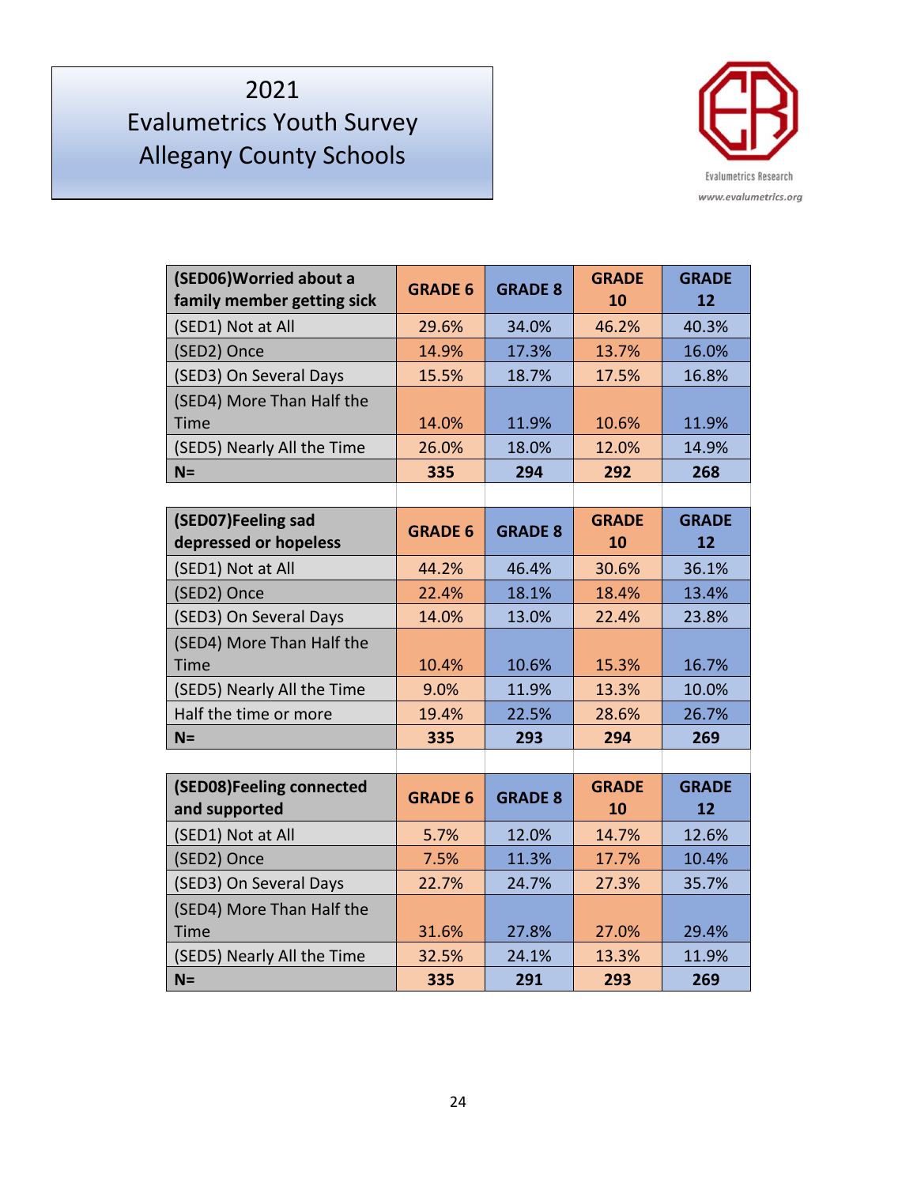# 2021 Evalumetrics Youth Survey Allegany County Schools

Evalumetrics Research
www.evalumetrics.org

| (SED06)Worried about a family member getting sick | GRADE 6 | GRADE 8 | GRADE 10 | GRADE 12 |
|---|---|---|---|---|
| (SED1) Not at All | 29.6% | 34.0% | 46.2% | 40.3% |
| (SED2) Once | 14.9% | 17.3% | 13.7% | 16.0% |
| (SED3) On Several Days | 15.5% | 18.7% | 17.5% | 16.8% |
| (SED4) More Than Half the Time | 14.0% | 11.9% | 10.6% | 11.9% |
| (SED5) Nearly All the Time | 26.0% | 18.0% | 12.0% | 14.9% |
| **N=** | **335** | **294** | **292** | **268** |

| (SED07)Feeling sad depressed or hopeless | GRADE 6 | GRADE 8 | GRADE 10 | GRADE 12 |
|---|---|---|---|---|
| (SED1) Not at All | 44.2% | 46.4% | 30.6% | 36.1% |
| (SED2) Once | 22.4% | 18.1% | 18.4% | 13.4% |
| (SED3) On Several Days | 14.0% | 13.0% | 22.4% | 23.8% |
| (SED4) More Than Half the Time | 10.4% | 10.6% | 15.3% | 16.7% |
| (SED5) Nearly All the Time | 9.0% | 11.9% | 13.3% | 10.0% |
| Half the time or more | 19.4% | 22.5% | 28.6% | 26.7% |
| **N=** | **335** | **293** | **294** | **269** |

| (SED08)Feeling connected and supported | GRADE 6 | GRADE 8 | GRADE 10 | GRADE 12 |
|---|---|---|---|---|
| (SED1) Not at All | 5.7% | 12.0% | 14.7% | 12.6% |
| (SED2) Once | 7.5% | 11.3% | 17.7% | 10.4% |
| (SED3) On Several Days | 22.7% | 24.7% | 27.3% | 35.7% |
| (SED4) More Than Half the Time | 31.6% | 27.8% | 27.0% | 29.4% |
| (SED5) Nearly All the Time | 32.5% | 24.1% | 13.3% | 11.9% |
| **N=** | **335** | **291** | **293** | **269** |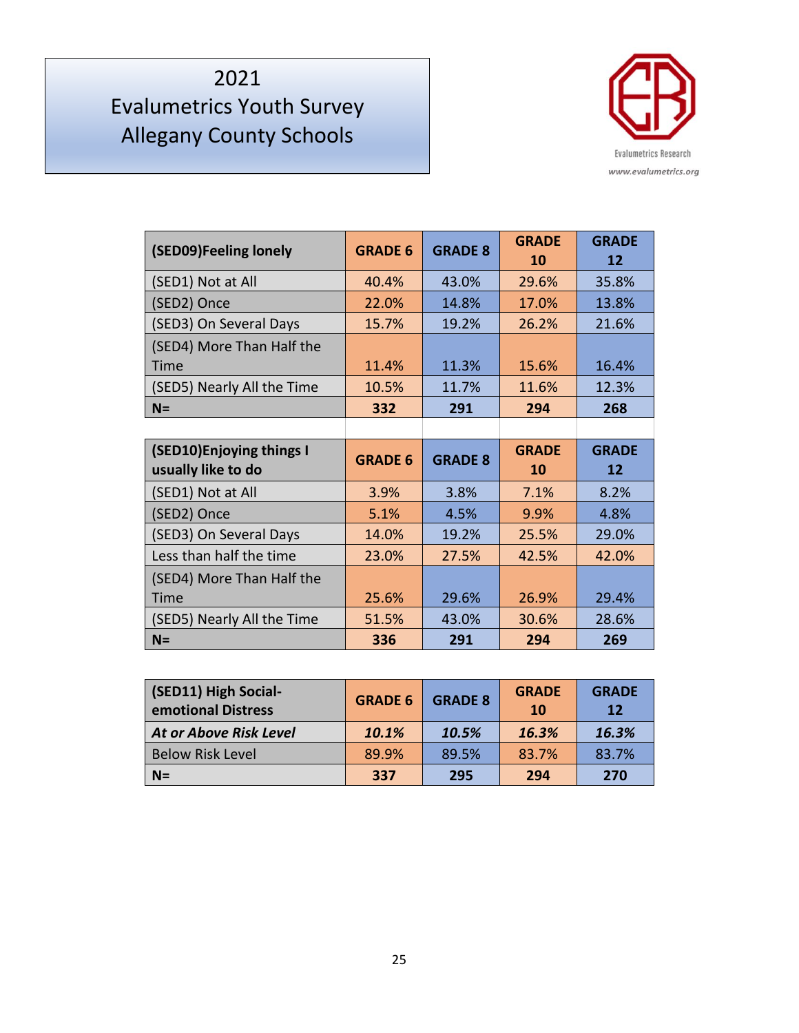# 2021 Evalumetrics Youth Survey Allegany County Schools

Evalumetrics Research
www.evalumetrics.org

| (SED09)Feeling lonely | GRADE 6 | GRADE 8 | GRADE 10 | GRADE 12 |
|---|---|---|---|---|
| (SED1) Not at All | 40.4% | 43.0% | 29.6% | 35.8% |
| (SED2) Once | 22.0% | 14.8% | 17.0% | 13.8% |
| (SED3) On Several Days | 15.7% | 19.2% | 26.2% | 21.6% |
| (SED4) More Than Half the Time | 11.4% | 11.3% | 15.6% | 16.4% |
| (SED5) Nearly All the Time | 10.5% | 11.7% | 11.6% | 12.3% |
| **N=** | **332** | **291** | **294** | **268** |

| (SED10)Enjoying things I usually like to do | GRADE 6 | GRADE 8 | GRADE 10 | GRADE 12 |
|---|---|---|---|---|
| (SED1) Not at All | 3.9% | 3.8% | 7.1% | 8.2% |
| (SED2) Once | 5.1% | 4.5% | 9.9% | 4.8% |
| (SED3) On Several Days | 14.0% | 19.2% | 25.5% | 29.0% |
| Less than half the time | 23.0% | 27.5% | 42.5% | 42.0% |
| (SED4) More Than Half the Time | 25.6% | 29.6% | 26.9% | 29.4% |
| (SED5) Nearly All the Time | 51.5% | 43.0% | 30.6% | 28.6% |
| **N=** | **336** | **291** | **294** | **269** |

| (SED11) High Social-emotional Distress | GRADE 6 | GRADE 8 | GRADE 10 | GRADE 12 |
|---|---|---|---|---|
| ***At or Above Risk Level*** | ***10.1%*** | ***10.5%*** | ***16.3%*** | ***16.3%*** |
| Below Risk Level | 89.9% | 89.5% | 83.7% | 83.7% |
| **N=** | **337** | **295** | **294** | **270** |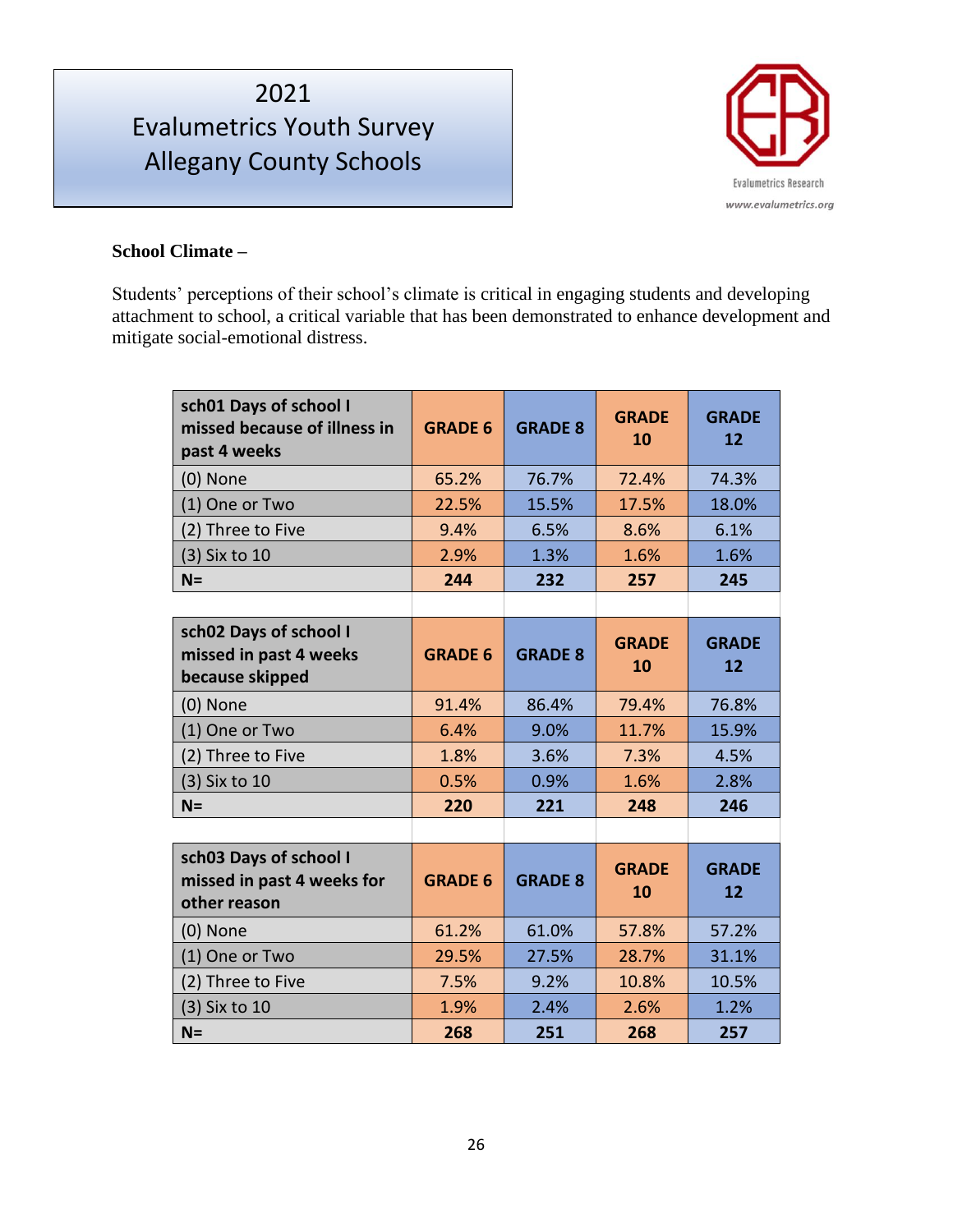# 2021 Evalumetrics Youth Survey Allegany County Schools

**School Climate –**

Students' perceptions of their school's climate is critical in engaging students and developing attachment to school, a critical variable that has been demonstrated to enhance development and mitigate social-emotional distress.

| sch01 Days of school I missed because of illness in past 4 weeks | GRADE 6 | GRADE 8 | GRADE 10 | GRADE 12 |
|---|---|---|---|---|
| (0) None | 65.2% | 76.7% | 72.4% | 74.3% |
| (1) One or Two | 22.5% | 15.5% | 17.5% | 18.0% |
| (2) Three to Five | 9.4% | 6.5% | 8.6% | 6.1% |
| (3) Six to 10 | 2.9% | 1.3% | 1.6% | 1.6% |
| **N=** | **244** | **232** | **257** | **245** |

| sch02 Days of school I missed in past 4 weeks because skipped | GRADE 6 | GRADE 8 | GRADE 10 | GRADE 12 |
|---|---|---|---|---|
| (0) None | 91.4% | 86.4% | 79.4% | 76.8% |
| (1) One or Two | 6.4% | 9.0% | 11.7% | 15.9% |
| (2) Three to Five | 1.8% | 3.6% | 7.3% | 4.5% |
| (3) Six to 10 | 0.5% | 0.9% | 1.6% | 2.8% |
| **N=** | **220** | **221** | **248** | **246** |

| sch03 Days of school I missed in past 4 weeks for other reason | GRADE 6 | GRADE 8 | GRADE 10 | GRADE 12 |
|---|---|---|---|---|
| (0) None | 61.2% | 61.0% | 57.8% | 57.2% |
| (1) One or Two | 29.5% | 27.5% | 28.7% | 31.1% |
| (2) Three to Five | 7.5% | 9.2% | 10.8% | 10.5% |
| (3) Six to 10 | 1.9% | 2.4% | 2.6% | 1.2% |
| **N=** | **268** | **251** | **268** | **257** |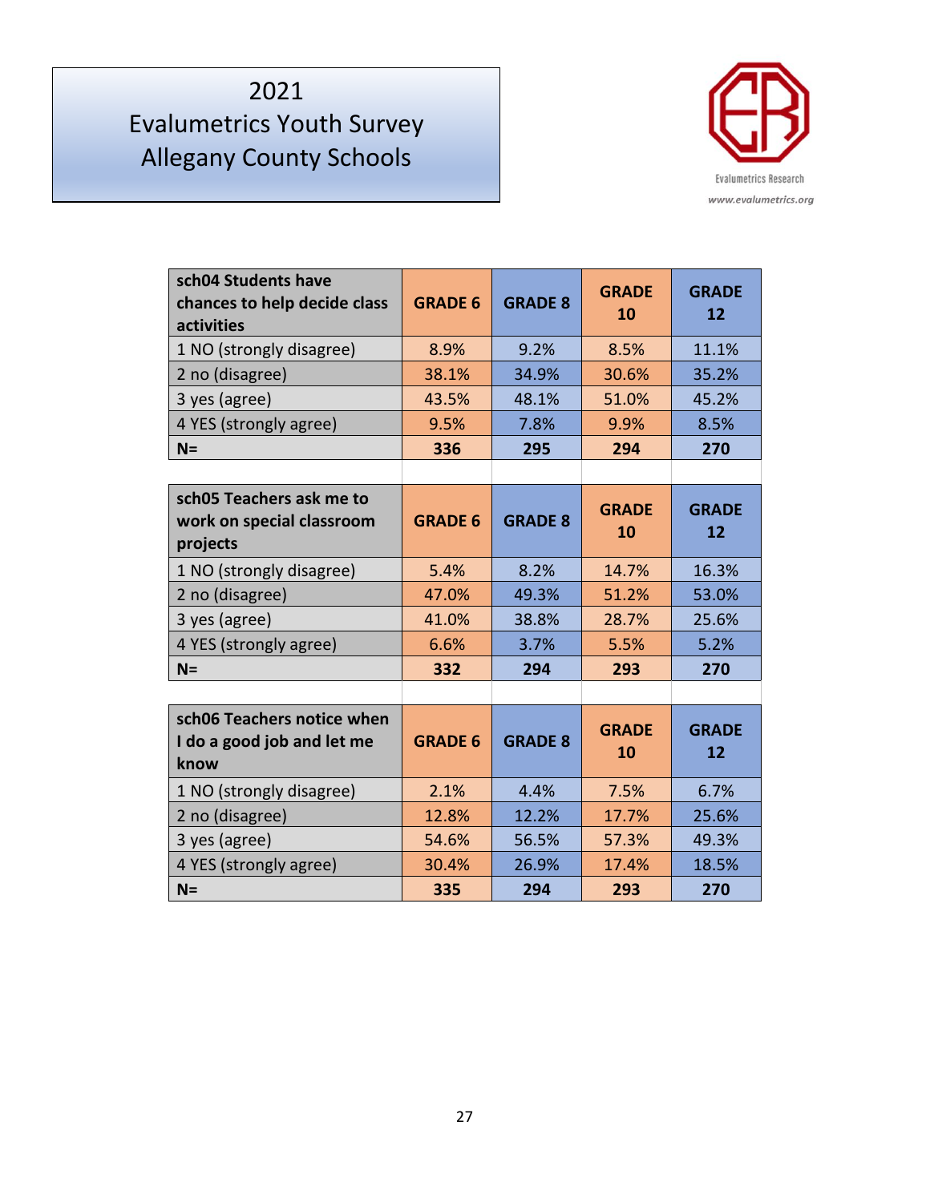# 2021
# Evalumetrics Youth Survey
# Allegany County Schools

Evalumetrics Research
www.evalumetrics.org

| sch04 Students have chances to help decide class activities | GRADE 6 | GRADE 8 | GRADE 10 | GRADE 12 |
|---|---|---|---|---|
| 1 NO (strongly disagree) | 8.9% | 9.2% | 8.5% | 11.1% |
| 2 no (disagree) | 38.1% | 34.9% | 30.6% | 35.2% |
| 3 yes (agree) | 43.5% | 48.1% | 51.0% | 45.2% |
| 4 YES (strongly agree) | 9.5% | 7.8% | 9.9% | 8.5% |
| **N=** | **336** | **295** | **294** | **270** |

| sch05 Teachers ask me to work on special classroom projects | GRADE 6 | GRADE 8 | GRADE 10 | GRADE 12 |
|---|---|---|---|---|
| 1 NO (strongly disagree) | 5.4% | 8.2% | 14.7% | 16.3% |
| 2 no (disagree) | 47.0% | 49.3% | 51.2% | 53.0% |
| 3 yes (agree) | 41.0% | 38.8% | 28.7% | 25.6% |
| 4 YES (strongly agree) | 6.6% | 3.7% | 5.5% | 5.2% |
| **N=** | **332** | **294** | **293** | **270** |

| sch06 Teachers notice when I do a good job and let me know | GRADE 6 | GRADE 8 | GRADE 10 | GRADE 12 |
|---|---|---|---|---|
| 1 NO (strongly disagree) | 2.1% | 4.4% | 7.5% | 6.7% |
| 2 no (disagree) | 12.8% | 12.2% | 17.7% | 25.6% |
| 3 yes (agree) | 54.6% | 56.5% | 57.3% | 49.3% |
| 4 YES (strongly agree) | 30.4% | 26.9% | 17.4% | 18.5% |
| **N=** | **335** | **294** | **293** | **270** |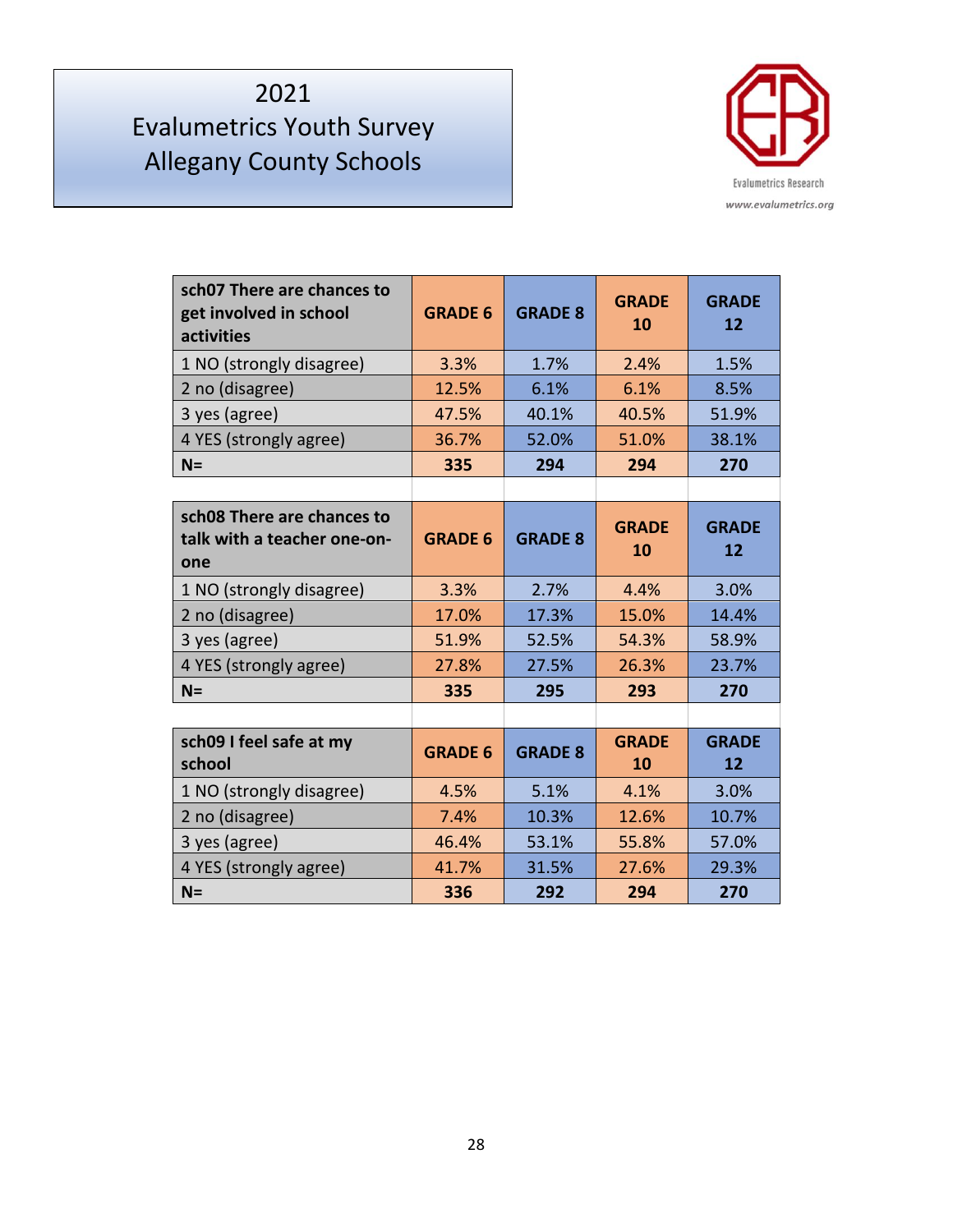# 2021 Evalumetrics Youth Survey Allegany County Schools

Evalumetrics Research
www.evalumetrics.org

| sch07 There are chances to get involved in school activities | GRADE 6 | GRADE 8 | GRADE 10 | GRADE 12 |
|---|---|---|---|---|
| 1 NO (strongly disagree) | 3.3% | 1.7% | 2.4% | 1.5% |
| 2 no (disagree) | 12.5% | 6.1% | 6.1% | 8.5% |
| 3 yes (agree) | 47.5% | 40.1% | 40.5% | 51.9% |
| 4 YES (strongly agree) | 36.7% | 52.0% | 51.0% | 38.1% |
| **N=** | **335** | **294** | **294** | **270** |

| sch08 There are chances to talk with a teacher one-on-one | GRADE 6 | GRADE 8 | GRADE 10 | GRADE 12 |
|---|---|---|---|---|
| 1 NO (strongly disagree) | 3.3% | 2.7% | 4.4% | 3.0% |
| 2 no (disagree) | 17.0% | 17.3% | 15.0% | 14.4% |
| 3 yes (agree) | 51.9% | 52.5% | 54.3% | 58.9% |
| 4 YES (strongly agree) | 27.8% | 27.5% | 26.3% | 23.7% |
| **N=** | **335** | **295** | **293** | **270** |

| sch09 I feel safe at my school | GRADE 6 | GRADE 8 | GRADE 10 | GRADE 12 |
|---|---|---|---|---|
| 1 NO (strongly disagree) | 4.5% | 5.1% | 4.1% | 3.0% |
| 2 no (disagree) | 7.4% | 10.3% | 12.6% | 10.7% |
| 3 yes (agree) | 46.4% | 53.1% | 55.8% | 57.0% |
| 4 YES (strongly agree) | 41.7% | 31.5% | 27.6% | 29.3% |
| **N=** | **336** | **292** | **294** | **270** |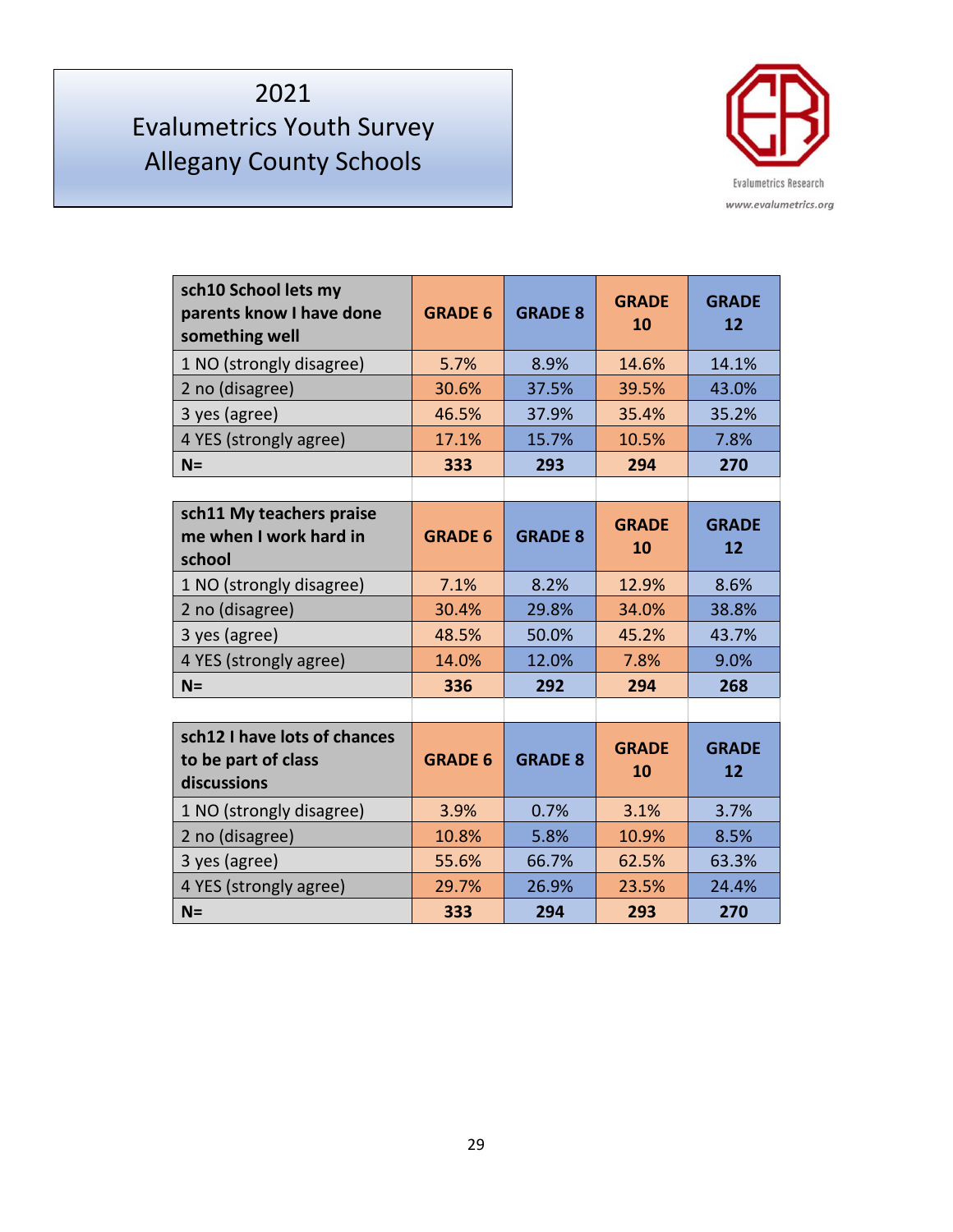# 2021 Evalumetrics Youth Survey Allegany County Schools

Evalumetrics Research
www.evalumetrics.org

| sch10 School lets my parents know I have done something well | GRADE 6 | GRADE 8 | GRADE 10 | GRADE 12 |
|---|---|---|---|---|
| 1 NO (strongly disagree) | 5.7% | 8.9% | 14.6% | 14.1% |
| 2 no (disagree) | 30.6% | 37.5% | 39.5% | 43.0% |
| 3 yes (agree) | 46.5% | 37.9% | 35.4% | 35.2% |
| 4 YES (strongly agree) | 17.1% | 15.7% | 10.5% | 7.8% |
| **N=** | **333** | **293** | **294** | **270** |

| sch11 My teachers praise me when I work hard in school | GRADE 6 | GRADE 8 | GRADE 10 | GRADE 12 |
|---|---|---|---|---|
| 1 NO (strongly disagree) | 7.1% | 8.2% | 12.9% | 8.6% |
| 2 no (disagree) | 30.4% | 29.8% | 34.0% | 38.8% |
| 3 yes (agree) | 48.5% | 50.0% | 45.2% | 43.7% |
| 4 YES (strongly agree) | 14.0% | 12.0% | 7.8% | 9.0% |
| **N=** | **336** | **292** | **294** | **268** |

| sch12 I have lots of chances to be part of class discussions | GRADE 6 | GRADE 8 | GRADE 10 | GRADE 12 |
|---|---|---|---|---|
| 1 NO (strongly disagree) | 3.9% | 0.7% | 3.1% | 3.7% |
| 2 no (disagree) | 10.8% | 5.8% | 10.9% | 8.5% |
| 3 yes (agree) | 55.6% | 66.7% | 62.5% | 63.3% |
| 4 YES (strongly agree) | 29.7% | 26.9% | 23.5% | 24.4% |
| **N=** | **333** | **294** | **293** | **270** |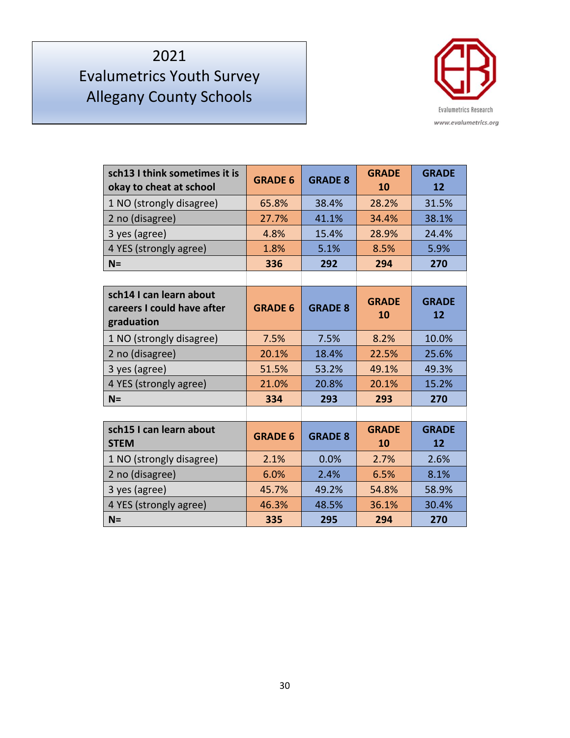# 2021 Evalumetrics Youth Survey Allegany County Schools

Evalumetrics Research
www.evalumetrics.org

| sch13 I think sometimes it is okay to cheat at school | GRADE 6 | GRADE 8 | GRADE 10 | GRADE 12 |
|---|---|---|---|---|
| 1 NO (strongly disagree) | 65.8% | 38.4% | 28.2% | 31.5% |
| 2 no (disagree) | 27.7% | 41.1% | 34.4% | 38.1% |
| 3 yes (agree) | 4.8% | 15.4% | 28.9% | 24.4% |
| 4 YES (strongly agree) | 1.8% | 5.1% | 8.5% | 5.9% |
| **N=** | **336** | **292** | **294** | **270** |

| sch14 I can learn about careers I could have after graduation | GRADE 6 | GRADE 8 | GRADE 10 | GRADE 12 |
|---|---|---|---|---|
| 1 NO (strongly disagree) | 7.5% | 7.5% | 8.2% | 10.0% |
| 2 no (disagree) | 20.1% | 18.4% | 22.5% | 25.6% |
| 3 yes (agree) | 51.5% | 53.2% | 49.1% | 49.3% |
| 4 YES (strongly agree) | 21.0% | 20.8% | 20.1% | 15.2% |
| **N=** | **334** | **293** | **293** | **270** |

| sch15 I can learn about STEM | GRADE 6 | GRADE 8 | GRADE 10 | GRADE 12 |
|---|---|---|---|---|
| 1 NO (strongly disagree) | 2.1% | 0.0% | 2.7% | 2.6% |
| 2 no (disagree) | 6.0% | 2.4% | 6.5% | 8.1% |
| 3 yes (agree) | 45.7% | 49.2% | 54.8% | 58.9% |
| 4 YES (strongly agree) | 46.3% | 48.5% | 36.1% | 30.4% |
| **N=** | **335** | **295** | **294** | **270** |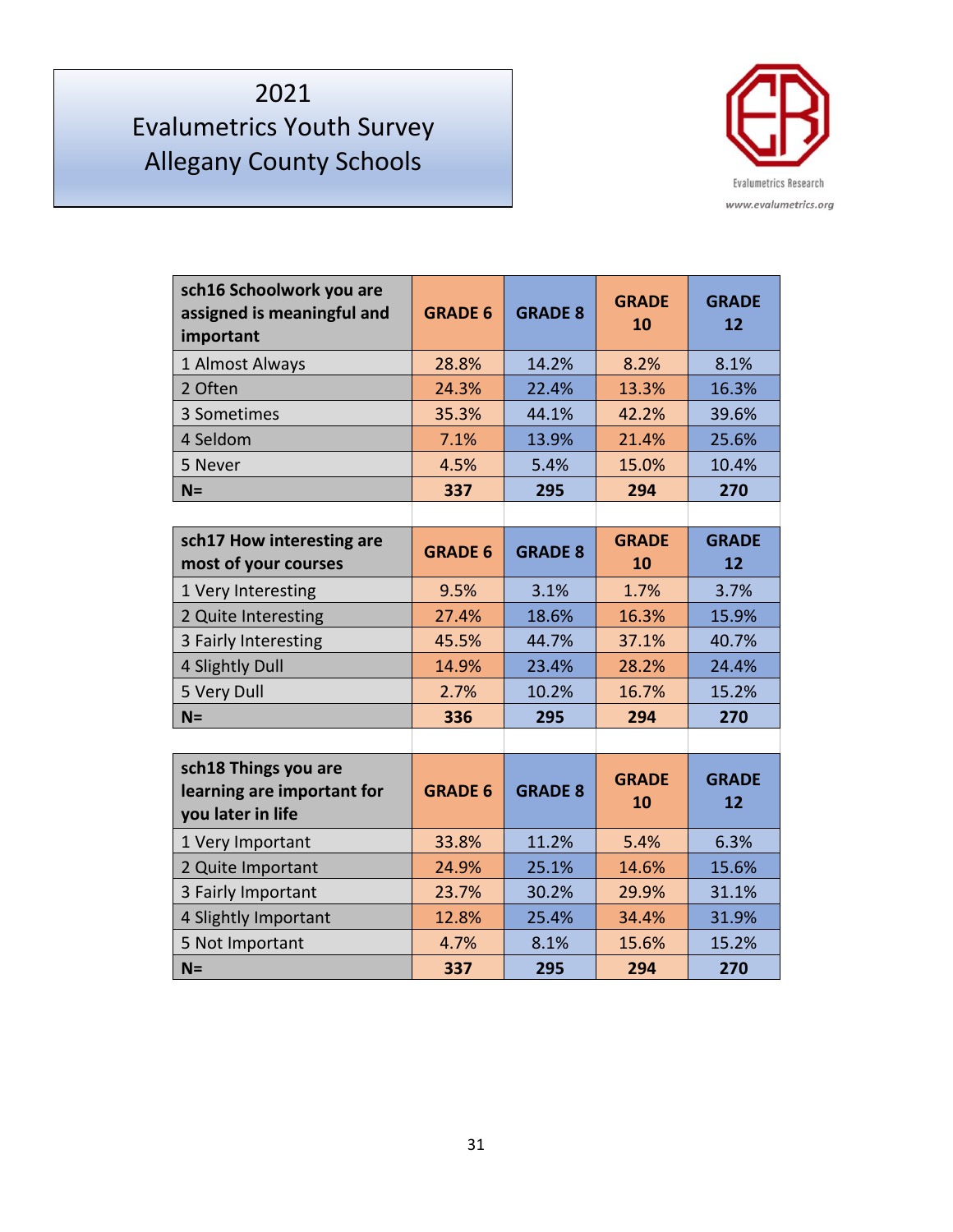# 2021 Evalumetrics Youth Survey Allegany County Schools

Evalumetrics Research
www.evalumetrics.org

| sch16 Schoolwork you are assigned is meaningful and important | GRADE 6 | GRADE 8 | GRADE 10 | GRADE 12 |
|---|---|---|---|---|
| 1 Almost Always | 28.8% | 14.2% | 8.2% | 8.1% |
| 2 Often | 24.3% | 22.4% | 13.3% | 16.3% |
| 3 Sometimes | 35.3% | 44.1% | 42.2% | 39.6% |
| 4 Seldom | 7.1% | 13.9% | 21.4% | 25.6% |
| 5 Never | 4.5% | 5.4% | 15.0% | 10.4% |
| **N=** | **337** | **295** | **294** | **270** |

| sch17 How interesting are most of your courses | GRADE 6 | GRADE 8 | GRADE 10 | GRADE 12 |
|---|---|---|---|---|
| 1 Very Interesting | 9.5% | 3.1% | 1.7% | 3.7% |
| 2 Quite Interesting | 27.4% | 18.6% | 16.3% | 15.9% |
| 3 Fairly Interesting | 45.5% | 44.7% | 37.1% | 40.7% |
| 4 Slightly Dull | 14.9% | 23.4% | 28.2% | 24.4% |
| 5 Very Dull | 2.7% | 10.2% | 16.7% | 15.2% |
| **N=** | **336** | **295** | **294** | **270** |

| sch18 Things you are learning are important for you later in life | GRADE 6 | GRADE 8 | GRADE 10 | GRADE 12 |
|---|---|---|---|---|
| 1 Very Important | 33.8% | 11.2% | 5.4% | 6.3% |
| 2 Quite Important | 24.9% | 25.1% | 14.6% | 15.6% |
| 3 Fairly Important | 23.7% | 30.2% | 29.9% | 31.1% |
| 4 Slightly Important | 12.8% | 25.4% | 34.4% | 31.9% |
| 5 Not Important | 4.7% | 8.1% | 15.6% | 15.2% |
| **N=** | **337** | **295** | **294** | **270** |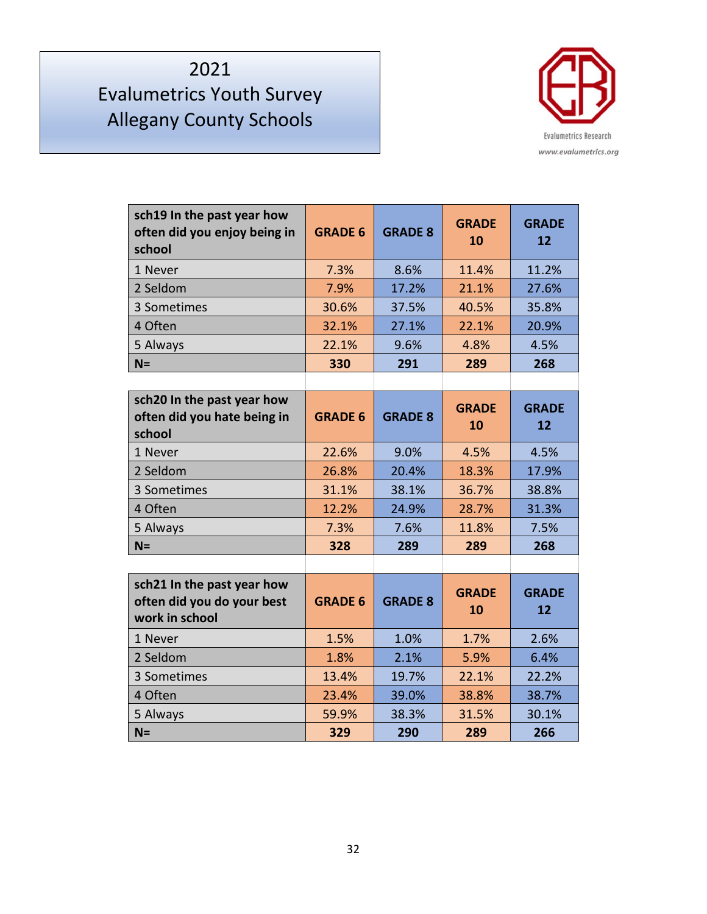# 2021 Evalumetrics Youth Survey Allegany County Schools

Evalumetrics Research
www.evalumetrics.org

| sch19 In the past year how often did you enjoy being in school | GRADE 6 | GRADE 8 | GRADE 10 | GRADE 12 |
|---|---|---|---|---|
| 1 Never | 7.3% | 8.6% | 11.4% | 11.2% |
| 2 Seldom | 7.9% | 17.2% | 21.1% | 27.6% |
| 3 Sometimes | 30.6% | 37.5% | 40.5% | 35.8% |
| 4 Often | 32.1% | 27.1% | 22.1% | 20.9% |
| 5 Always | 22.1% | 9.6% | 4.8% | 4.5% |
| **N=** | **330** | **291** | **289** | **268** |

| sch20 In the past year how often did you hate being in school | GRADE 6 | GRADE 8 | GRADE 10 | GRADE 12 |
|---|---|---|---|---|
| 1 Never | 22.6% | 9.0% | 4.5% | 4.5% |
| 2 Seldom | 26.8% | 20.4% | 18.3% | 17.9% |
| 3 Sometimes | 31.1% | 38.1% | 36.7% | 38.8% |
| 4 Often | 12.2% | 24.9% | 28.7% | 31.3% |
| 5 Always | 7.3% | 7.6% | 11.8% | 7.5% |
| **N=** | **328** | **289** | **289** | **268** |

| sch21 In the past year how often did you do your best work in school | GRADE 6 | GRADE 8 | GRADE 10 | GRADE 12 |
|---|---|---|---|---|
| 1 Never | 1.5% | 1.0% | 1.7% | 2.6% |
| 2 Seldom | 1.8% | 2.1% | 5.9% | 6.4% |
| 3 Sometimes | 13.4% | 19.7% | 22.1% | 22.2% |
| 4 Often | 23.4% | 39.0% | 38.8% | 38.7% |
| 5 Always | 59.9% | 38.3% | 31.5% | 30.1% |
| **N=** | **329** | **290** | **289** | **266** |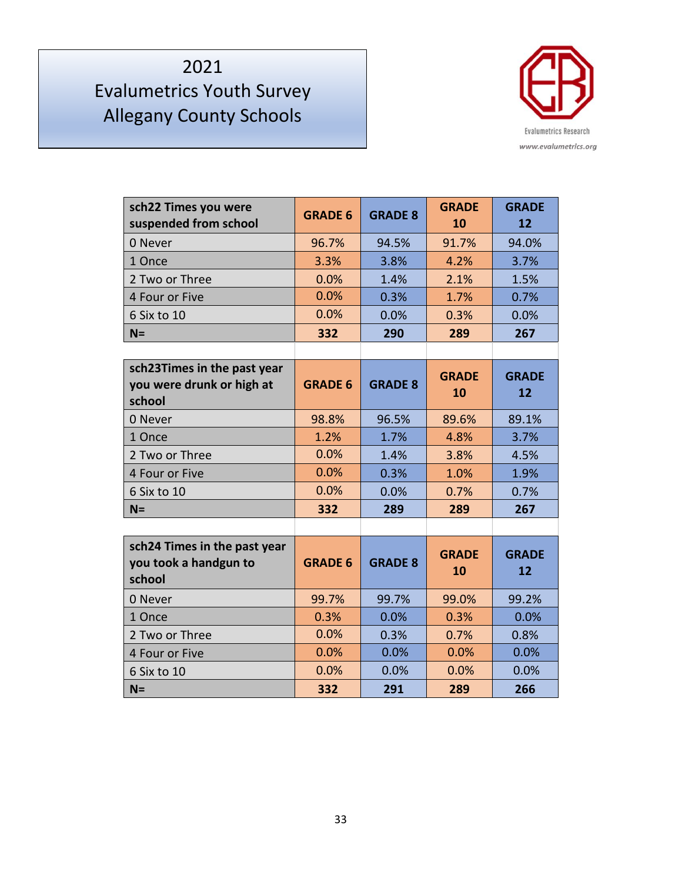# 2021 Evalumetrics Youth Survey Allegany County Schools

Evalumetrics Research
www.evalumetrics.org

| sch22 Times you were suspended from school | GRADE 6 | GRADE 8 | GRADE 10 | GRADE 12 |
|---|---|---|---|---|
| 0 Never | 96.7% | 94.5% | 91.7% | 94.0% |
| 1 Once | 3.3% | 3.8% | 4.2% | 3.7% |
| 2 Two or Three | 0.0% | 1.4% | 2.1% | 1.5% |
| 4 Four or Five | 0.0% | 0.3% | 1.7% | 0.7% |
| 6 Six to 10 | 0.0% | 0.0% | 0.3% | 0.0% |
| **N=** | **332** | **290** | **289** | **267** |

| sch23Times in the past year you were drunk or high at school | GRADE 6 | GRADE 8 | GRADE 10 | GRADE 12 |
|---|---|---|---|---|
| 0 Never | 98.8% | 96.5% | 89.6% | 89.1% |
| 1 Once | 1.2% | 1.7% | 4.8% | 3.7% |
| 2 Two or Three | 0.0% | 1.4% | 3.8% | 4.5% |
| 4 Four or Five | 0.0% | 0.3% | 1.0% | 1.9% |
| 6 Six to 10 | 0.0% | 0.0% | 0.7% | 0.7% |
| **N=** | **332** | **289** | **289** | **267** |

| sch24 Times in the past year you took a handgun to school | GRADE 6 | GRADE 8 | GRADE 10 | GRADE 12 |
|---|---|---|---|---|
| 0 Never | 99.7% | 99.7% | 99.0% | 99.2% |
| 1 Once | 0.3% | 0.0% | 0.3% | 0.0% |
| 2 Two or Three | 0.0% | 0.3% | 0.7% | 0.8% |
| 4 Four or Five | 0.0% | 0.0% | 0.0% | 0.0% |
| 6 Six to 10 | 0.0% | 0.0% | 0.0% | 0.0% |
| **N=** | **332** | **291** | **289** | **266** |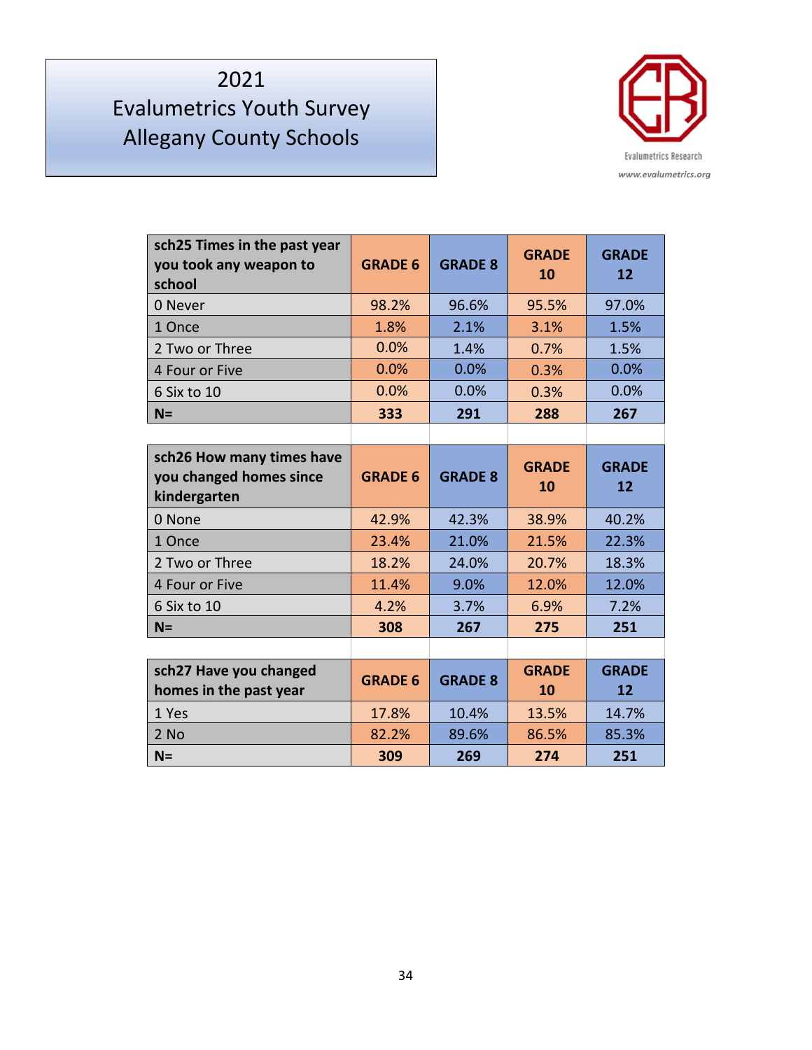# 2021 Evalumetrics Youth Survey Allegany County Schools

Evalumetrics Research
www.evalumetrics.org

| sch25 Times in the past year you took any weapon to school | GRADE 6 | GRADE 8 | GRADE 10 | GRADE 12 |
|---|---|---|---|---|
| 0 Never | 98.2% | 96.6% | 95.5% | 97.0% |
| 1 Once | 1.8% | 2.1% | 3.1% | 1.5% |
| 2 Two or Three | 0.0% | 1.4% | 0.7% | 1.5% |
| 4 Four or Five | 0.0% | 0.0% | 0.3% | 0.0% |
| 6 Six to 10 | 0.0% | 0.0% | 0.3% | 0.0% |
| **N=** | **333** | **291** | **288** | **267** |

| sch26 How many times have you changed homes since kindergarten | GRADE 6 | GRADE 8 | GRADE 10 | GRADE 12 |
|---|---|---|---|---|
| 0 None | 42.9% | 42.3% | 38.9% | 40.2% |
| 1 Once | 23.4% | 21.0% | 21.5% | 22.3% |
| 2 Two or Three | 18.2% | 24.0% | 20.7% | 18.3% |
| 4 Four or Five | 11.4% | 9.0% | 12.0% | 12.0% |
| 6 Six to 10 | 4.2% | 3.7% | 6.9% | 7.2% |
| **N=** | **308** | **267** | **275** | **251** |

| sch27 Have you changed homes in the past year | GRADE 6 | GRADE 8 | GRADE 10 | GRADE 12 |
|---|---|---|---|---|
| 1 Yes | 17.8% | 10.4% | 13.5% | 14.7% |
| 2 No | 82.2% | 89.6% | 86.5% | 85.3% |
| **N=** | **309** | **269** | **274** | **251** |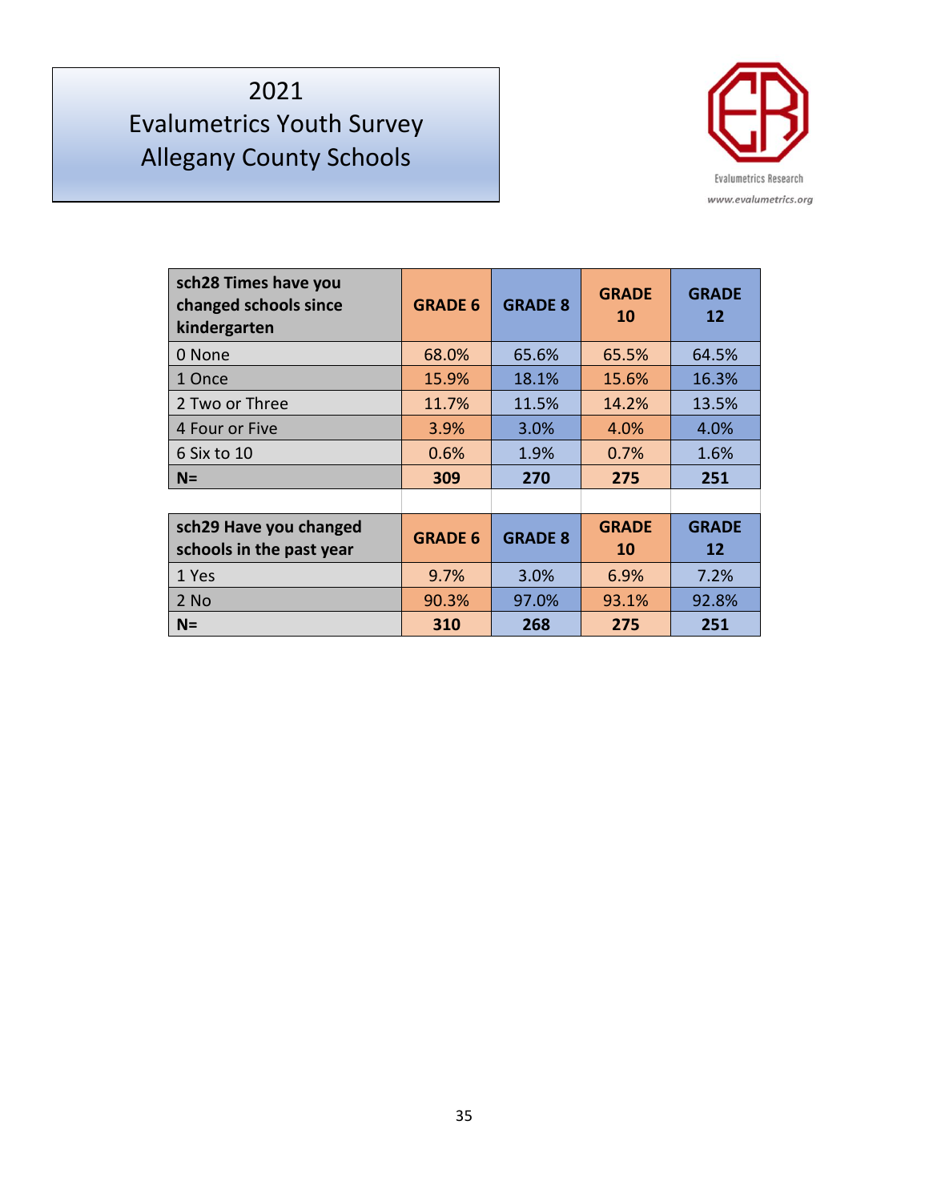# 2021 Evalumetrics Youth Survey Allegany County Schools

Evalumetrics Research
www.evalumetrics.org

| sch28 Times have you changed schools since kindergarten | GRADE 6 | GRADE 8 | GRADE 10 | GRADE 12 |
|---|---|---|---|---|
| 0 None | 68.0% | 65.6% | 65.5% | 64.5% |
| 1 Once | 15.9% | 18.1% | 15.6% | 16.3% |
| 2 Two or Three | 11.7% | 11.5% | 14.2% | 13.5% |
| 4 Four or Five | 3.9% | 3.0% | 4.0% | 4.0% |
| 6 Six to 10 | 0.6% | 1.9% | 0.7% | 1.6% |
| **N=** | **309** | **270** | **275** | **251** |

| sch29 Have you changed schools in the past year | GRADE 6 | GRADE 8 | GRADE 10 | GRADE 12 |
|---|---|---|---|---|
| 1 Yes | 9.7% | 3.0% | 6.9% | 7.2% |
| 2 No | 90.3% | 97.0% | 93.1% | 92.8% |
| **N=** | **310** | **268** | **275** | **251** |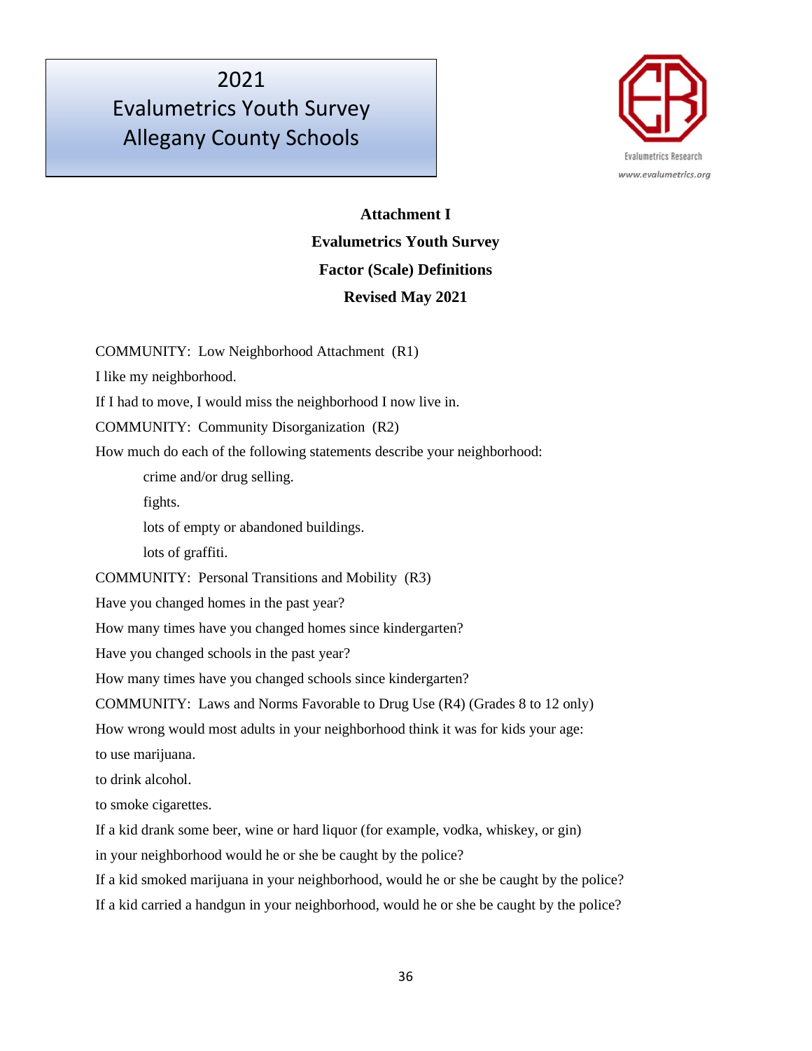2021
Evalumetrics Youth Survey
Allegany County Schools

Evalumetrics Research
www.evalumetrics.org

**Attachment I**

**Evalumetrics Youth Survey**

**Factor (Scale) Definitions**

**Revised May 2021**

COMMUNITY: Low Neighborhood Attachment (R1)

I like my neighborhood.

If I had to move, I would miss the neighborhood I now live in.

COMMUNITY: Community Disorganization (R2)

How much do each of the following statements describe your neighborhood:

- crime and/or drug selling.
- fights.
- lots of empty or abandoned buildings.
- lots of graffiti.

COMMUNITY: Personal Transitions and Mobility (R3)

Have you changed homes in the past year?

How many times have you changed homes since kindergarten?

Have you changed schools in the past year?

How many times have you changed schools since kindergarten?

COMMUNITY: Laws and Norms Favorable to Drug Use (R4) (Grades 8 to 12 only)

How wrong would most adults in your neighborhood think it was for kids your age:

to use marijuana.

to drink alcohol.

to smoke cigarettes.

If a kid drank some beer, wine or hard liquor (for example, vodka, whiskey, or gin) in your neighborhood would he or she be caught by the police?

If a kid smoked marijuana in your neighborhood, would he or she be caught by the police?

If a kid carried a handgun in your neighborhood, would he or she be caught by the police?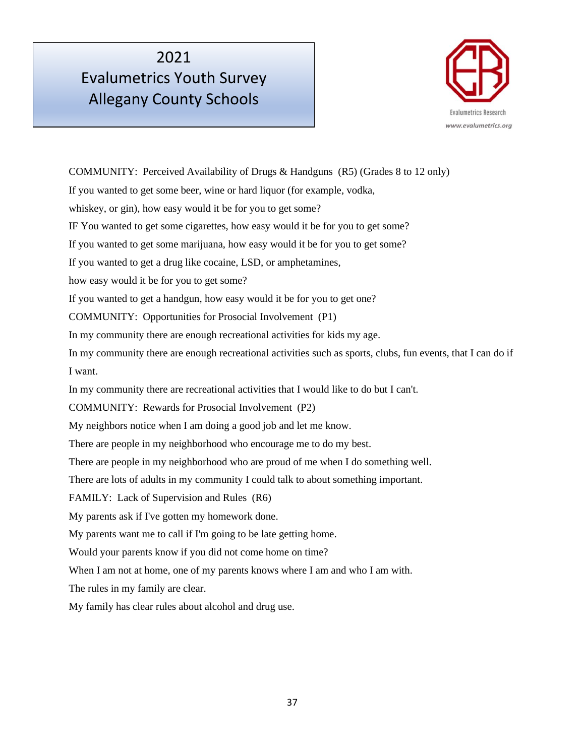COMMUNITY: Perceived Availability of Drugs & Handguns (R5) (Grades 8 to 12 only)

If you wanted to get some beer, wine or hard liquor (for example, vodka, whiskey, or gin), how easy would it be for you to get some?

IF You wanted to get some cigarettes, how easy would it be for you to get some?

If you wanted to get some marijuana, how easy would it be for you to get some?

If you wanted to get a drug like cocaine, LSD, or amphetamines, how easy would it be for you to get some?

If you wanted to get a handgun, how easy would it be for you to get one?

COMMUNITY: Opportunities for Prosocial Involvement (P1)

In my community there are enough recreational activities for kids my age.

In my community there are enough recreational activities such as sports, clubs, fun events, that I can do if I want.

In my community there are recreational activities that I would like to do but I can't.

COMMUNITY: Rewards for Prosocial Involvement (P2)

My neighbors notice when I am doing a good job and let me know.

There are people in my neighborhood who encourage me to do my best.

There are people in my neighborhood who are proud of me when I do something well.

There are lots of adults in my community I could talk to about something important.

FAMILY: Lack of Supervision and Rules (R6)

My parents ask if I've gotten my homework done.

My parents want me to call if I'm going to be late getting home.

Would your parents know if you did not come home on time?

When I am not at home, one of my parents knows where I am and who I am with.

The rules in my family are clear.

My family has clear rules about alcohol and drug use.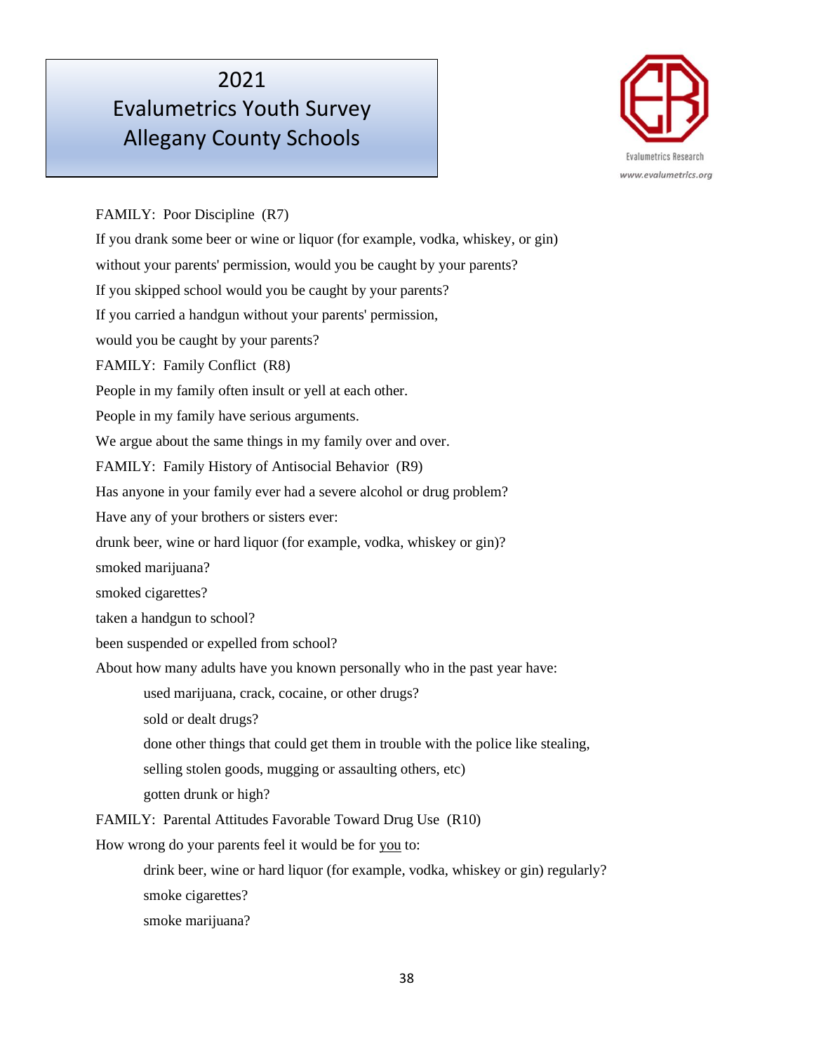FAMILY: Poor Discipline (R7)

If you drank some beer or wine or liquor (for example, vodka, whiskey, or gin) without your parents' permission, would you be caught by your parents?

If you skipped school would you be caught by your parents?

If you carried a handgun without your parents' permission, would you be caught by your parents?

FAMILY: Family Conflict (R8)

People in my family often insult or yell at each other.

People in my family have serious arguments.

We argue about the same things in my family over and over.

FAMILY: Family History of Antisocial Behavior (R9)

Has anyone in your family ever had a severe alcohol or drug problem?

Have any of your brothers or sisters ever:

drunk beer, wine or hard liquor (for example, vodka, whiskey or gin)?

smoked marijuana?

smoked cigarettes?

taken a handgun to school?

been suspended or expelled from school?

About how many adults have you known personally who in the past year have:

- used marijuana, crack, cocaine, or other drugs?
- sold or dealt drugs?
- done other things that could get them in trouble with the police like stealing, selling stolen goods, mugging or assaulting others, etc)
- gotten drunk or high?

FAMILY: Parental Attitudes Favorable Toward Drug Use (R10)

How wrong do your parents feel it would be for you to:

- drink beer, wine or hard liquor (for example, vodka, whiskey or gin) regularly?
- smoke cigarettes?
- smoke marijuana?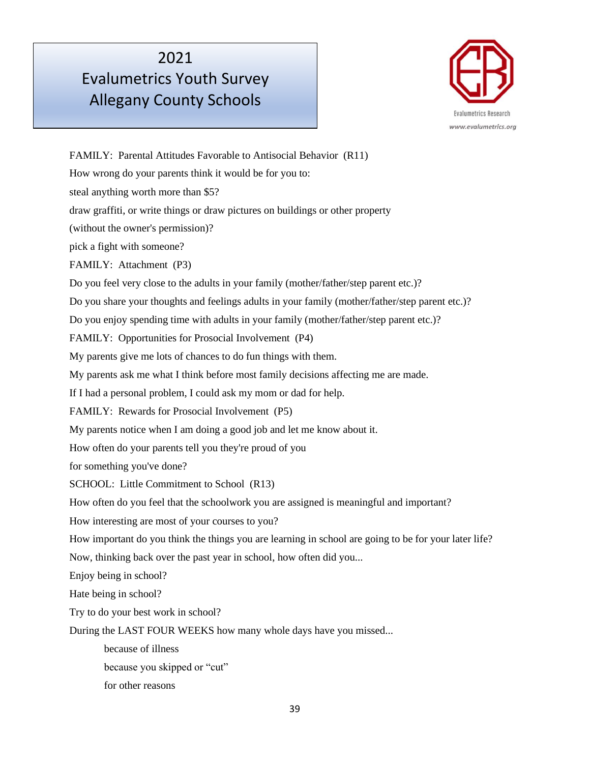FAMILY: Parental Attitudes Favorable to Antisocial Behavior (R11)

How wrong do your parents think it would be for you to:

steal anything worth more than $5?

draw graffiti, or write things or draw pictures on buildings or other property (without the owner's permission)?

pick a fight with someone?

FAMILY: Attachment (P3)

Do you feel very close to the adults in your family (mother/father/step parent etc.)?

Do you share your thoughts and feelings adults in your family (mother/father/step parent etc.)?

Do you enjoy spending time with adults in your family (mother/father/step parent etc.)?

FAMILY: Opportunities for Prosocial Involvement (P4)

My parents give me lots of chances to do fun things with them.

My parents ask me what I think before most family decisions affecting me are made.

If I had a personal problem, I could ask my mom or dad for help.

FAMILY: Rewards for Prosocial Involvement (P5)

My parents notice when I am doing a good job and let me know about it.

How often do your parents tell you they're proud of you for something you've done?

SCHOOL: Little Commitment to School (R13)

How often do you feel that the schoolwork you are assigned is meaningful and important?

How interesting are most of your courses to you?

How important do you think the things you are learning in school are going to be for your later life?

Now, thinking back over the past year in school, how often did you...

Enjoy being in school?

Hate being in school?

Try to do your best work in school?

During the LAST FOUR WEEKS how many whole days have you missed...

- because of illness
- because you skipped or "cut"
- for other reasons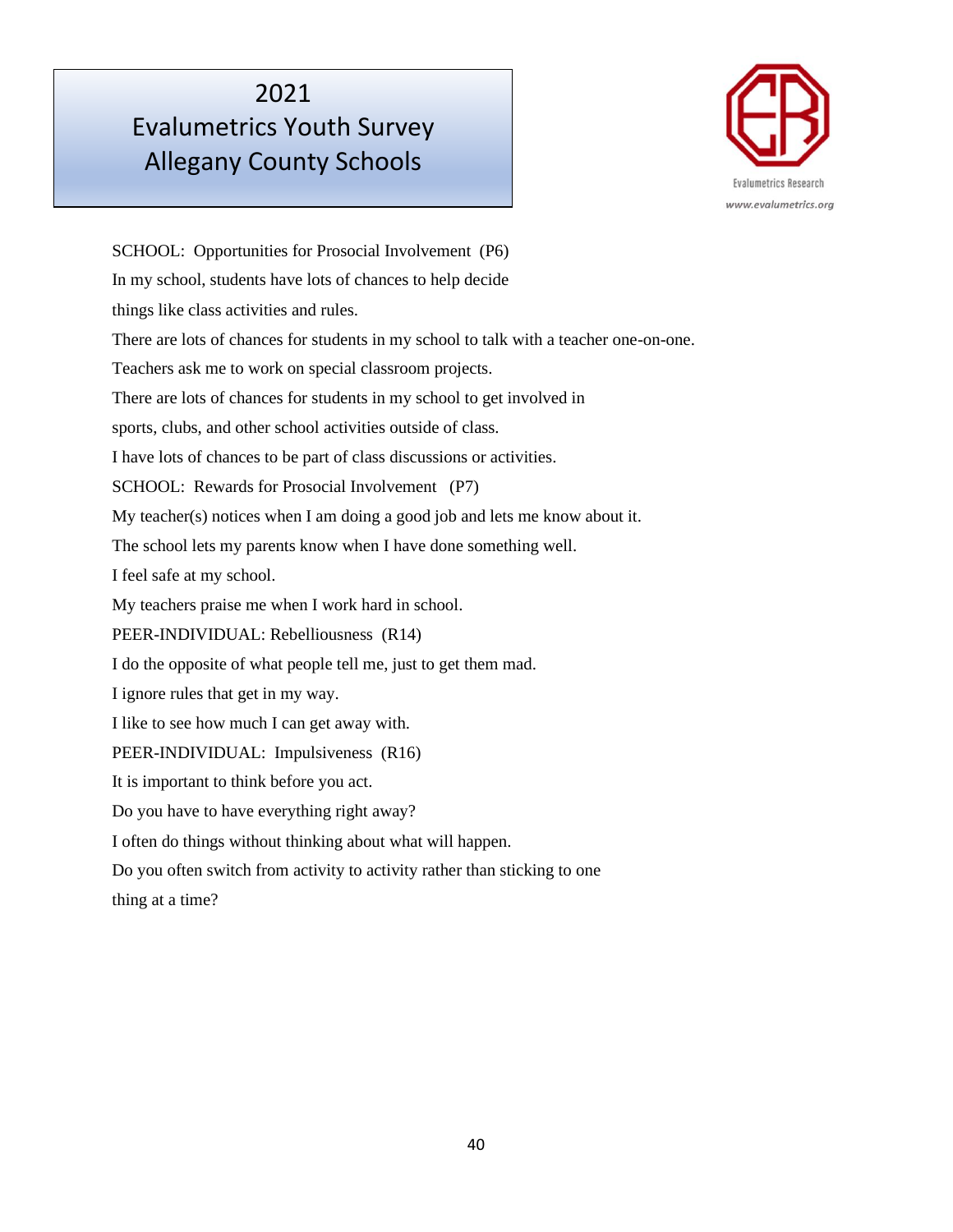SCHOOL: Opportunities for Prosocial Involvement (P6)

In my school, students have lots of chances to help decide things like class activities and rules.

There are lots of chances for students in my school to talk with a teacher one-on-one.

Teachers ask me to work on special classroom projects.

There are lots of chances for students in my school to get involved in sports, clubs, and other school activities outside of class.

I have lots of chances to be part of class discussions or activities.

SCHOOL: Rewards for Prosocial Involvement (P7)

My teacher(s) notices when I am doing a good job and lets me know about it.

The school lets my parents know when I have done something well.

I feel safe at my school.

My teachers praise me when I work hard in school.

PEER-INDIVIDUAL: Rebelliousness (R14)

I do the opposite of what people tell me, just to get them mad.

I ignore rules that get in my way.

I like to see how much I can get away with.

PEER-INDIVIDUAL: Impulsiveness (R16)

It is important to think before you act.

Do you have to have everything right away?

I often do things without thinking about what will happen.

Do you often switch from activity to activity rather than sticking to one thing at a time?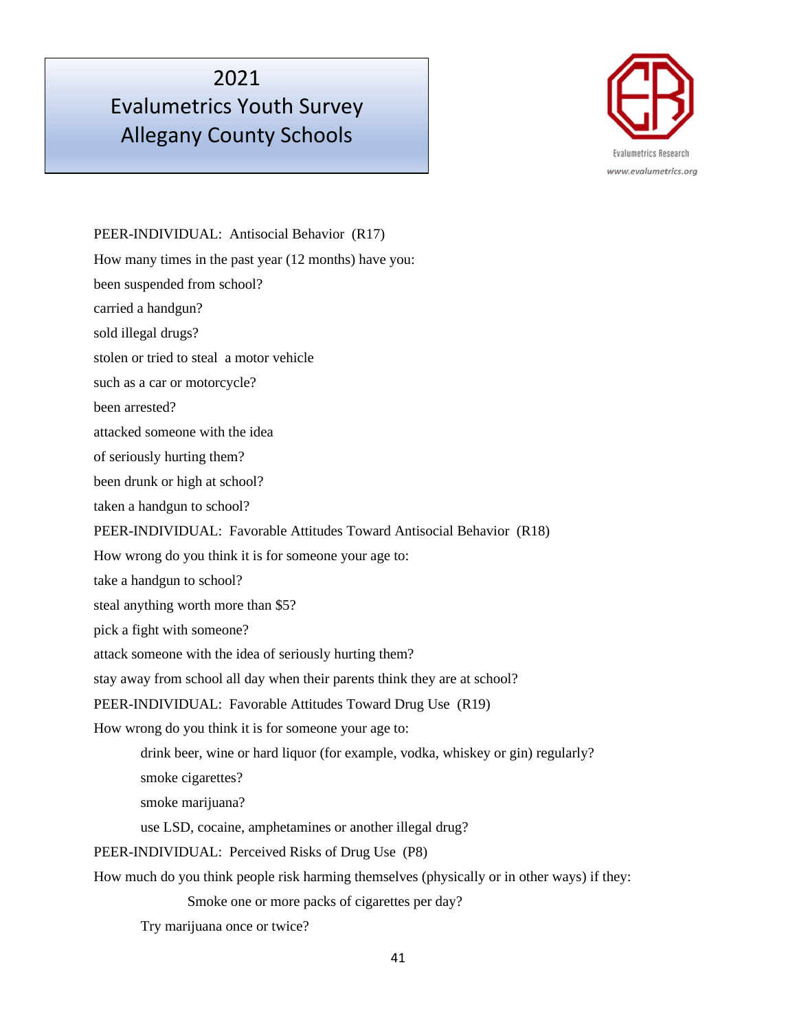PEER-INDIVIDUAL: Antisocial Behavior (R17)

How many times in the past year (12 months) have you:

been suspended from school?

carried a handgun?

sold illegal drugs?

stolen or tried to steal a motor vehicle such as a car or motorcycle?

been arrested?

attacked someone with the idea of seriously hurting them?

been drunk or high at school?

taken a handgun to school?

PEER-INDIVIDUAL: Favorable Attitudes Toward Antisocial Behavior (R18)

How wrong do you think it is for someone your age to:

take a handgun to school?

steal anything worth more than $5?

pick a fight with someone?

attack someone with the idea of seriously hurting them?

stay away from school all day when their parents think they are at school?

PEER-INDIVIDUAL: Favorable Attitudes Toward Drug Use (R19)

How wrong do you think it is for someone your age to:

- drink beer, wine or hard liquor (for example, vodka, whiskey or gin) regularly?
- smoke cigarettes?
- smoke marijuana?
- use LSD, cocaine, amphetamines or another illegal drug?

PEER-INDIVIDUAL: Perceived Risks of Drug Use (P8)

How much do you think people risk harming themselves (physically or in other ways) if they:

- Smoke one or more packs of cigarettes per day?
- Try marijuana once or twice?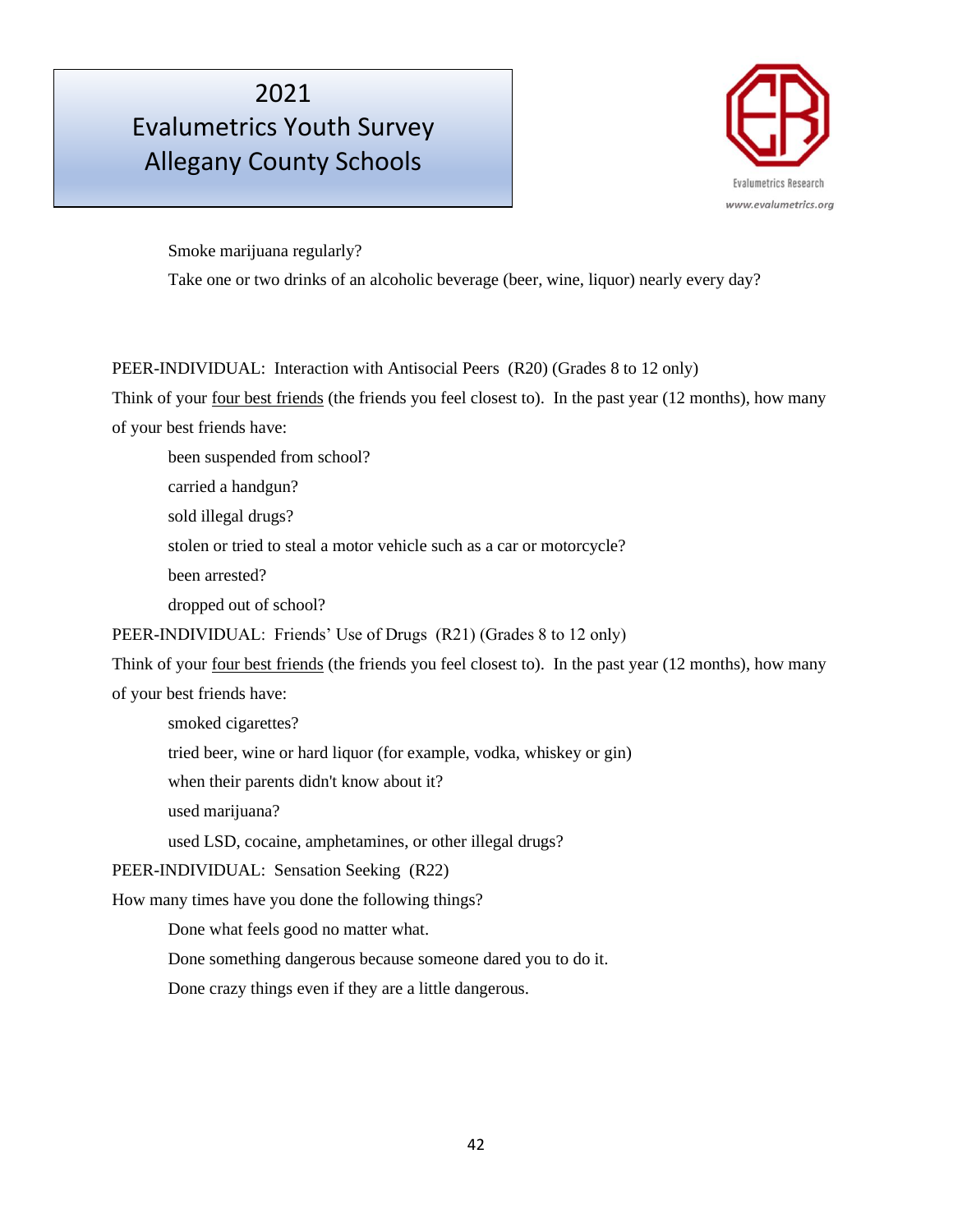Smoke marijuana regularly?

Take one or two drinks of an alcoholic beverage (beer, wine, liquor) nearly every day?

PEER-INDIVIDUAL: Interaction with Antisocial Peers (R20) (Grades 8 to 12 only)

Think of your four best friends (the friends you feel closest to). In the past year (12 months), how many of your best friends have:

been suspended from school?

carried a handgun?

sold illegal drugs?

stolen or tried to steal a motor vehicle such as a car or motorcycle?

been arrested?

dropped out of school?

PEER-INDIVIDUAL: Friends' Use of Drugs (R21) (Grades 8 to 12 only)

Think of your four best friends (the friends you feel closest to). In the past year (12 months), how many of your best friends have:

smoked cigarettes?

tried beer, wine or hard liquor (for example, vodka, whiskey or gin)

when their parents didn't know about it?

used marijuana?

used LSD, cocaine, amphetamines, or other illegal drugs?

PEER-INDIVIDUAL: Sensation Seeking (R22)

How many times have you done the following things?

Done what feels good no matter what.

Done something dangerous because someone dared you to do it.

Done crazy things even if they are a little dangerous.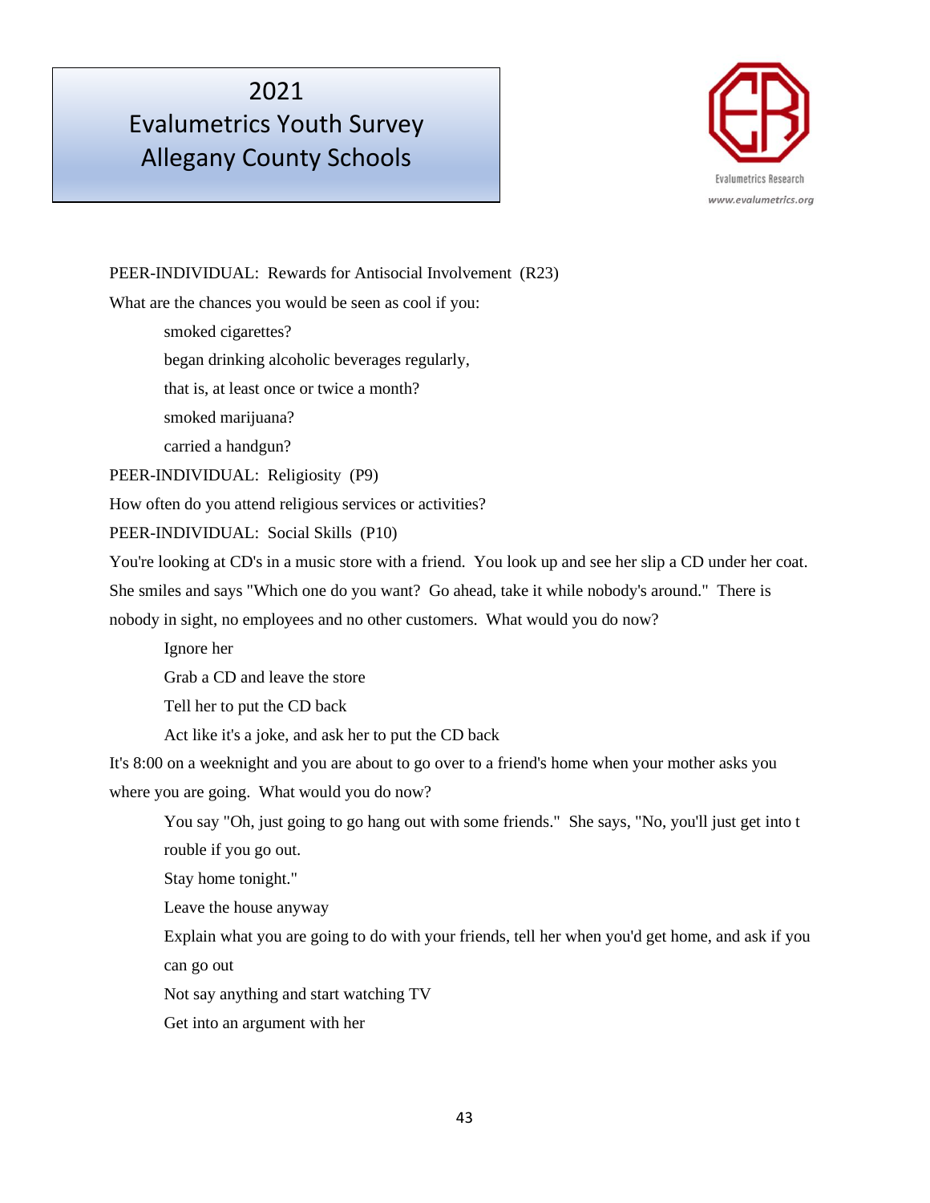PEER-INDIVIDUAL: Rewards for Antisocial Involvement (R23)

What are the chances you would be seen as cool if you:

- smoked cigarettes?
- began drinking alcoholic beverages regularly, that is, at least once or twice a month?
- smoked marijuana?
- carried a handgun?

PEER-INDIVIDUAL: Religiosity (P9)

How often do you attend religious services or activities?

PEER-INDIVIDUAL: Social Skills (P10)

You're looking at CD's in a music store with a friend. You look up and see her slip a CD under her coat. She smiles and says "Which one do you want? Go ahead, take it while nobody's around." There is nobody in sight, no employees and no other customers. What would you do now?

- Ignore her
- Grab a CD and leave the store
- Tell her to put the CD back
- Act like it's a joke, and ask her to put the CD back

It's 8:00 on a weeknight and you are about to go over to a friend's home when your mother asks you where you are going. What would you do now?

- You say "Oh, just going to go hang out with some friends." She says, "No, you'll just get into t rouble if you go out.
- Stay home tonight."
- Leave the house anyway
- Explain what you are going to do with your friends, tell her when you'd get home, and ask if you can go out
- Not say anything and start watching TV
- Get into an argument with her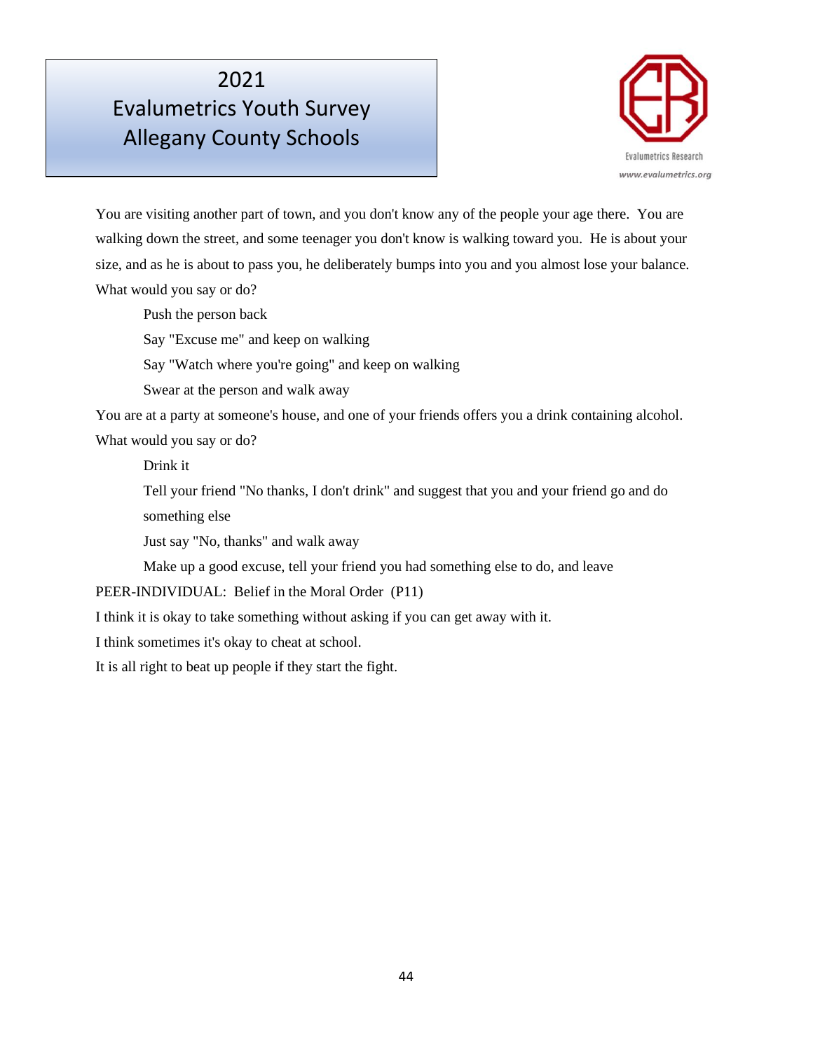You are visiting another part of town, and you don't know any of the people your age there. You are walking down the street, and some teenager you don't know is walking toward you. He is about your size, and as he is about to pass you, he deliberately bumps into you and you almost lose your balance. What would you say or do?

- Push the person back
- Say "Excuse me" and keep on walking
- Say "Watch where you're going" and keep on walking
- Swear at the person and walk away

You are at a party at someone's house, and one of your friends offers you a drink containing alcohol. What would you say or do?

- Drink it
- Tell your friend "No thanks, I don't drink" and suggest that you and your friend go and do something else
- Just say "No, thanks" and walk away
- Make up a good excuse, tell your friend you had something else to do, and leave

PEER-INDIVIDUAL: Belief in the Moral Order (P11)

I think it is okay to take something without asking if you can get away with it.

I think sometimes it's okay to cheat at school.

It is all right to beat up people if they start the fight.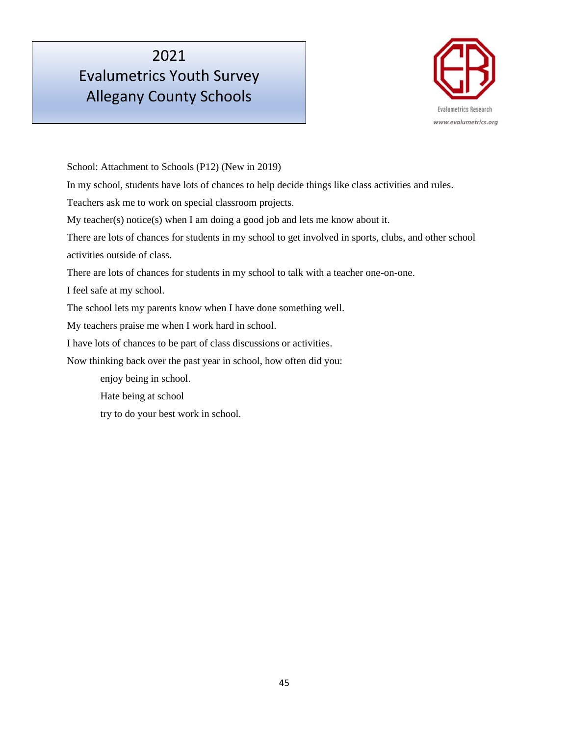# 2021
# Evalumetrics Youth Survey
# Allegany County Schools

Evalumetrics Research
www.evalumetrics.org

School: Attachment to Schools (P12) (New in 2019)

In my school, students have lots of chances to help decide things like class activities and rules.

Teachers ask me to work on special classroom projects.

My teacher(s) notice(s) when I am doing a good job and lets me know about it.

There are lots of chances for students in my school to get involved in sports, clubs, and other school activities outside of class.

There are lots of chances for students in my school to talk with a teacher one-on-one.

I feel safe at my school.

The school lets my parents know when I have done something well.

My teachers praise me when I work hard in school.

I have lots of chances to be part of class discussions or activities.

Now thinking back over the past year in school, how often did you:

- enjoy being in school.
- Hate being at school
- try to do your best work in school.